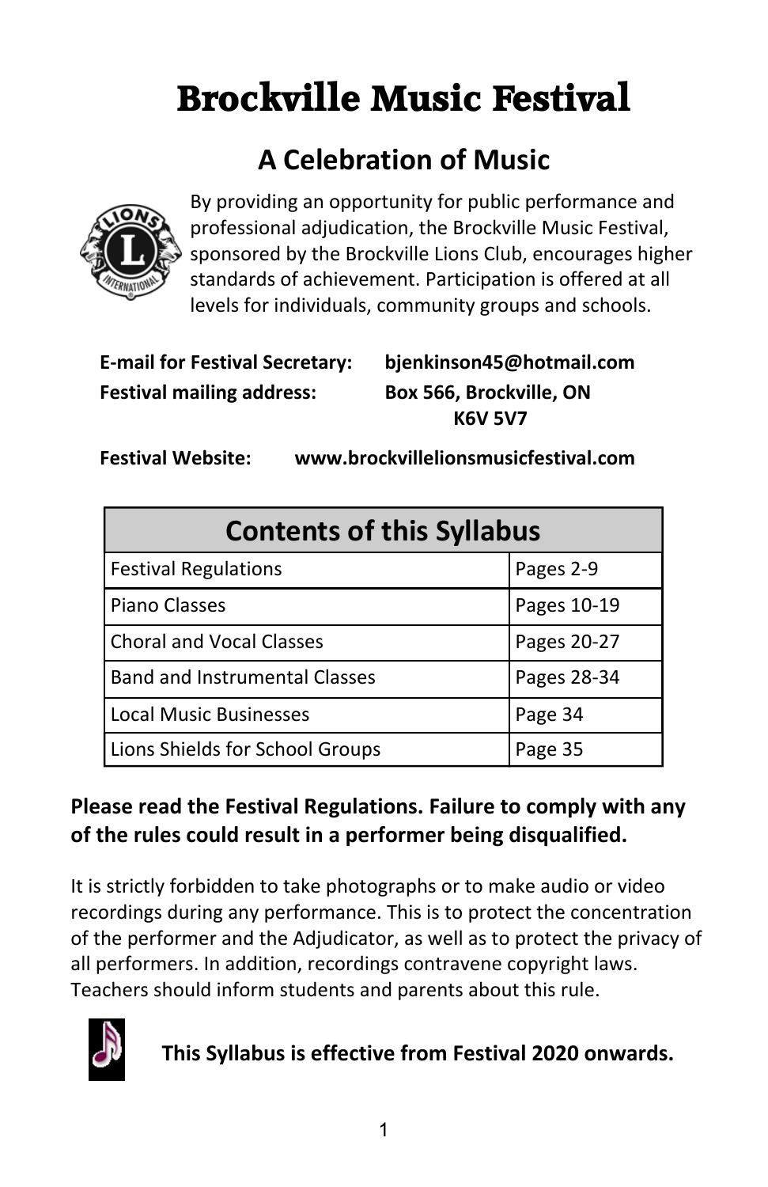# Brockville Music Festival

## A Celebration of Music

By providing an opportunity for public performance and professional adjudication, the Brockville Music Festival, sponsored by the Brockville Lions Club, encourages higher standards of achievement. Participation is offered at all levels for individuals, community groups and schools.

**E-mail for Festival Secretary:** **bjenkinson45@hotmail.com**
**Festival mailing address:** **Box 566, Brockville, ON K6V 5V7**

**Festival Website:** **www.brockvillelionsmusicfestival.com**

| Contents of this Syllabus | |
|---|---|
| Festival Regulations | Pages 2-9 |
| Piano Classes | Pages 10-19 |
| Choral and Vocal Classes | Pages 20-27 |
| Band and Instrumental Classes | Pages 28-34 |
| Local Music Businesses | Page 34 |
| Lions Shields for School Groups | Page 35 |

**Please read the Festival Regulations. Failure to comply with any of the rules could result in a performer being disqualified.**

It is strictly forbidden to take photographs or to make audio or video recordings during any performance. This is to protect the concentration of the performer and the Adjudicator, as well as to protect the privacy of all performers. In addition, recordings contravene copyright laws. Teachers should inform students and parents about this rule.

**This Syllabus is effective from Festival 2020 onwards.**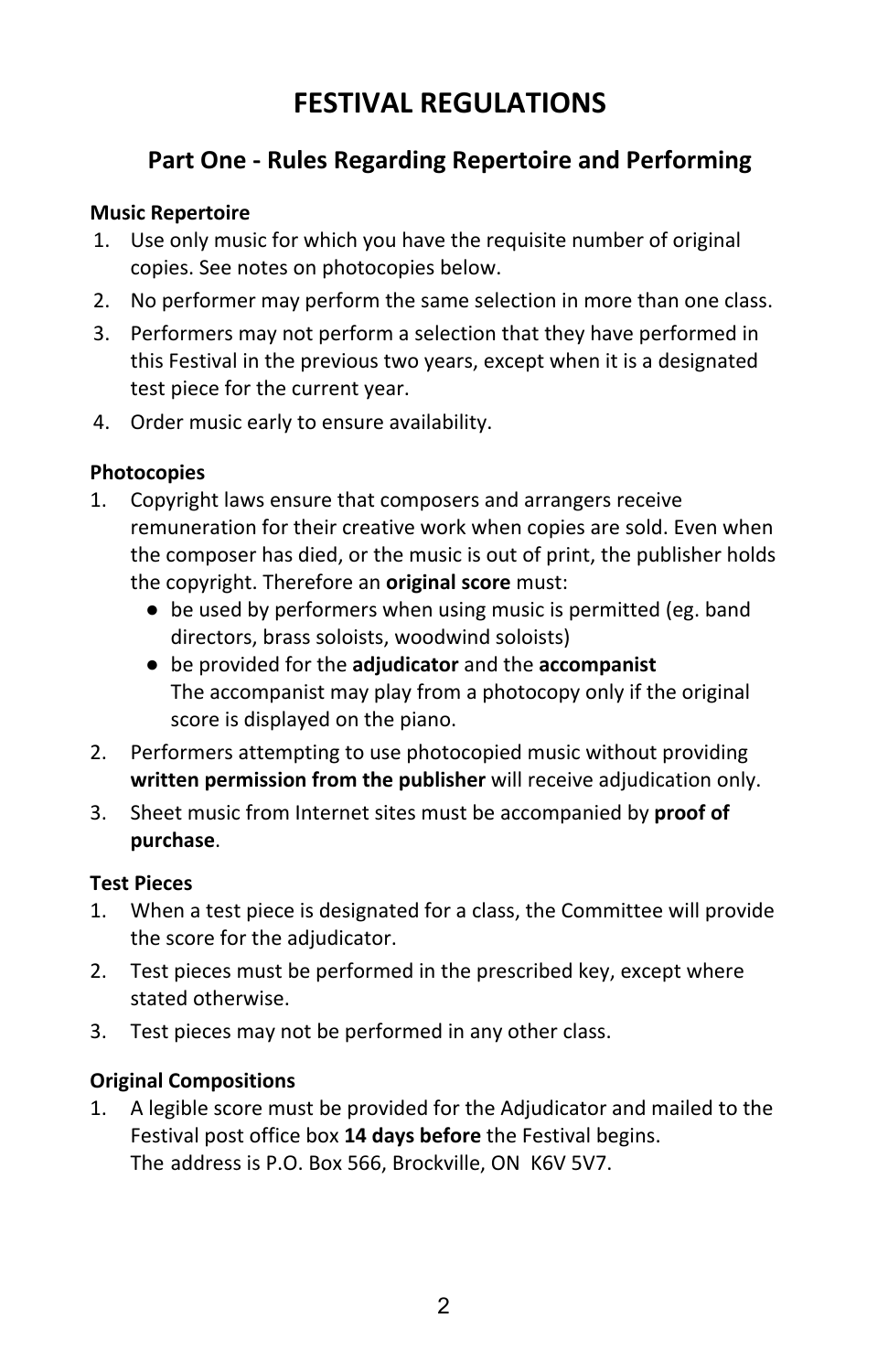# FESTIVAL REGULATIONS

## Part One - Rules Regarding Repertoire and Performing

**Music Repertoire**

1. Use only music for which you have the requisite number of original copies. See notes on photocopies below.
2. No performer may perform the same selection in more than one class.
3. Performers may not perform a selection that they have performed in this Festival in the previous two years, except when it is a designated test piece for the current year.
4. Order music early to ensure availability.

**Photocopies**

1. Copyright laws ensure that composers and arrangers receive remuneration for their creative work when copies are sold. Even when the composer has died, or the music is out of print, the publisher holds the copyright. Therefore an **original score** must:
   - be used by performers when using music is permitted (eg. band directors, brass soloists, woodwind soloists)
   - be provided for the **adjudicator** and the **accompanist**
     The accompanist may play from a photocopy only if the original score is displayed on the piano.
2. Performers attempting to use photocopied music without providing **written permission from the publisher** will receive adjudication only.
3. Sheet music from Internet sites must be accompanied by **proof of purchase**.

**Test Pieces**

1. When a test piece is designated for a class, the Committee will provide the score for the adjudicator.
2. Test pieces must be performed in the prescribed key, except where stated otherwise.
3. Test pieces may not be performed in any other class.

**Original Compositions**

1. A legible score must be provided for the Adjudicator and mailed to the Festival post office box **14 days before** the Festival begins.
   The address is P.O. Box 566, Brockville, ON  K6V 5V7.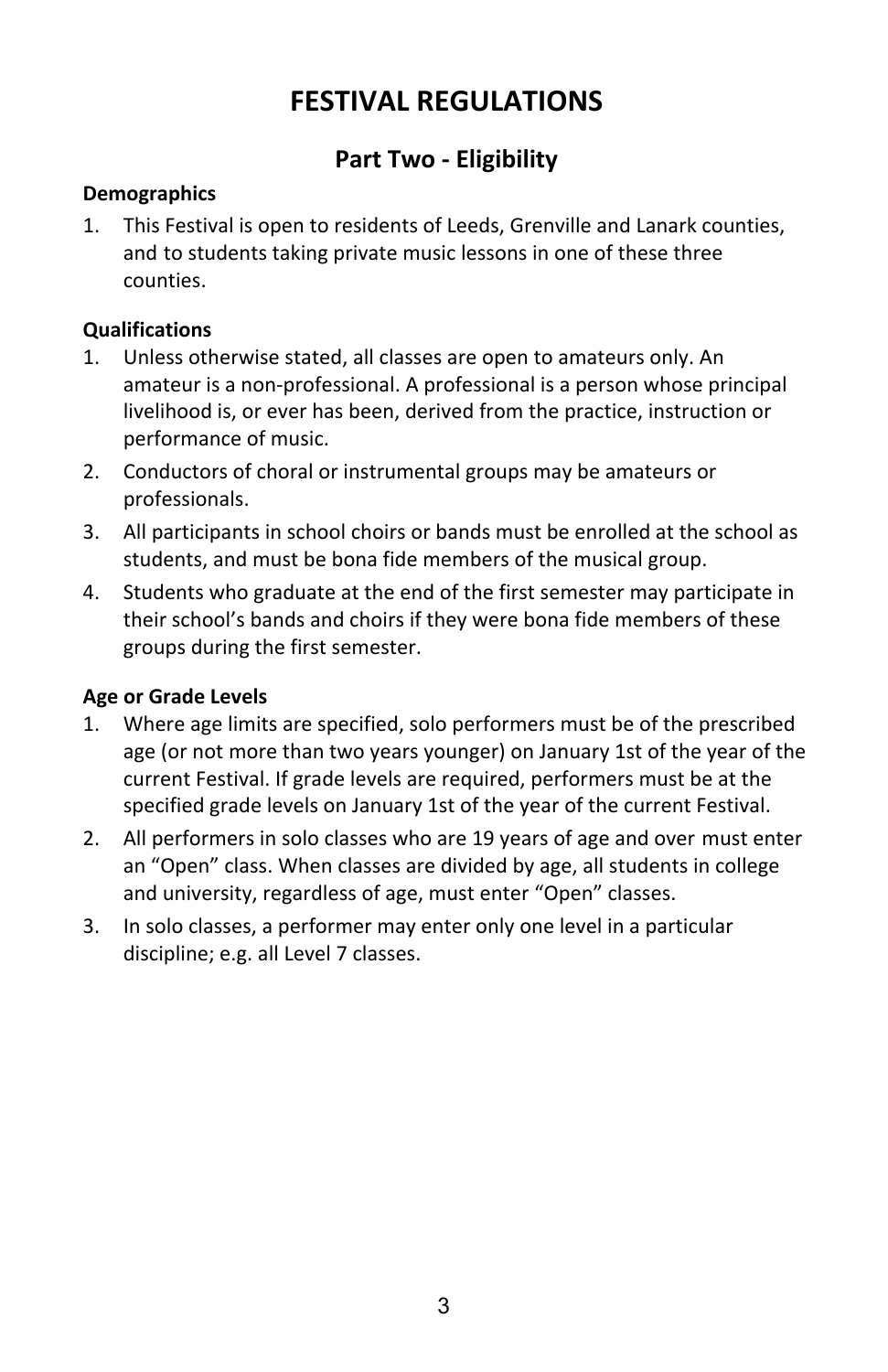# FESTIVAL REGULATIONS

## Part Two - Eligibility

**Demographics**

1. This Festival is open to residents of Leeds, Grenville and Lanark counties, and to students taking private music lessons in one of these three counties.

**Qualifications**

1. Unless otherwise stated, all classes are open to amateurs only. An amateur is a non-professional. A professional is a person whose principal livelihood is, or ever has been, derived from the practice, instruction or performance of music.
2. Conductors of choral or instrumental groups may be amateurs or professionals.
3. All participants in school choirs or bands must be enrolled at the school as students, and must be bona fide members of the musical group.
4. Students who graduate at the end of the first semester may participate in their school's bands and choirs if they were bona fide members of these groups during the first semester.

**Age or Grade Levels**

1. Where age limits are specified, solo performers must be of the prescribed age (or not more than two years younger) on January 1st of the year of the current Festival. If grade levels are required, performers must be at the specified grade levels on January 1st of the year of the current Festival.
2. All performers in solo classes who are 19 years of age and over must enter an "Open" class. When classes are divided by age, all students in college and university, regardless of age, must enter "Open" classes.
3. In solo classes, a performer may enter only one level in a particular discipline; e.g. all Level 7 classes.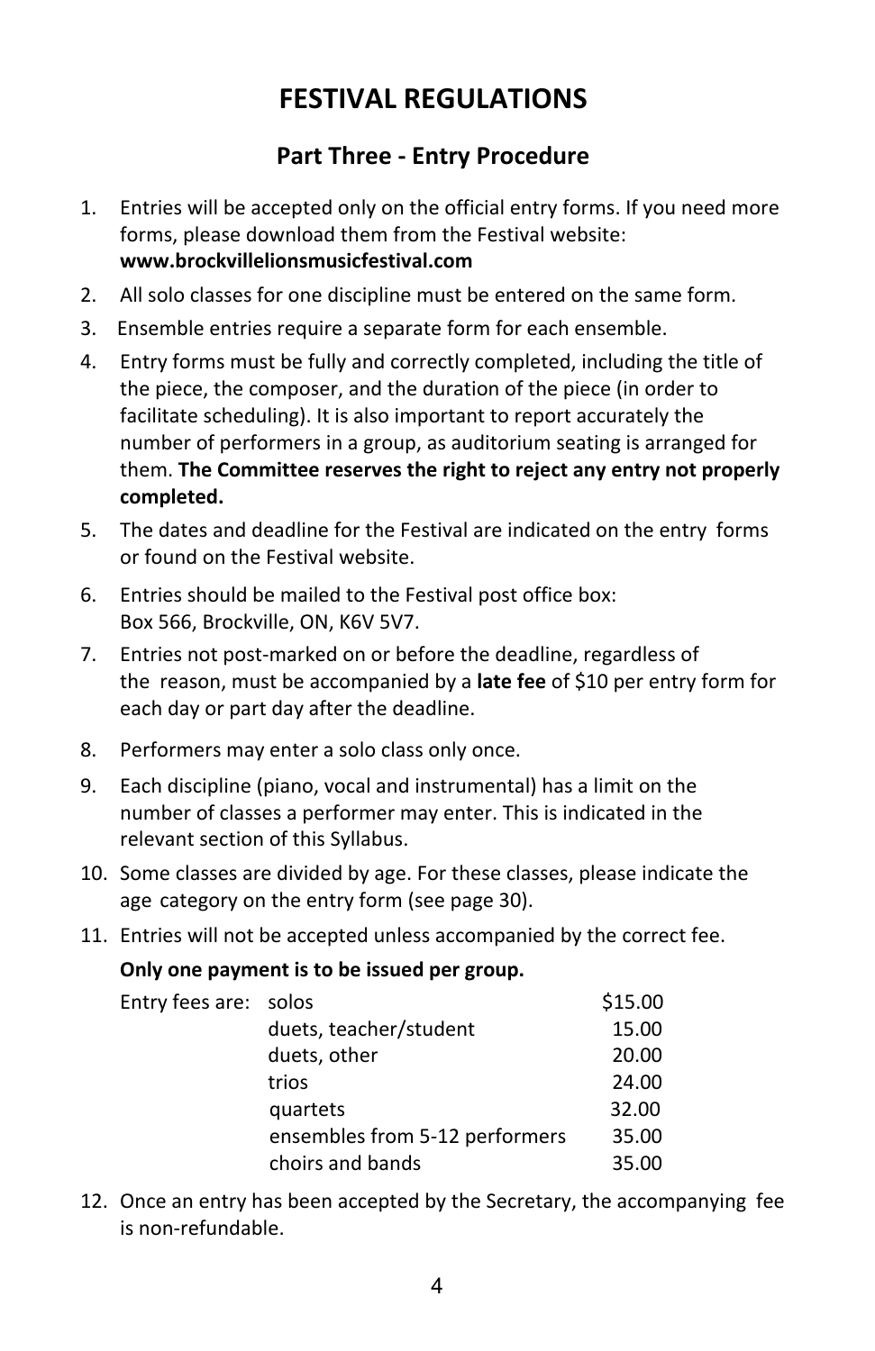# FESTIVAL REGULATIONS

## Part Three - Entry Procedure

1. Entries will be accepted only on the official entry forms. If you need more forms, please download them from the Festival website: **www.brockvillelionsmusicfestival.com**
2. All solo classes for one discipline must be entered on the same form.
3. Ensemble entries require a separate form for each ensemble.
4. Entry forms must be fully and correctly completed, including the title of the piece, the composer, and the duration of the piece (in order to facilitate scheduling). It is also important to report accurately the number of performers in a group, as auditorium seating is arranged for them. **The Committee reserves the right to reject any entry not properly completed.**
5. The dates and deadline for the Festival are indicated on the entry forms or found on the Festival website.
6. Entries should be mailed to the Festival post office box: Box 566, Brockville, ON, K6V 5V7.
7. Entries not post-marked on or before the deadline, regardless of the reason, must be accompanied by a **late fee** of $10 per entry form for each day or part day after the deadline.
8. Performers may enter a solo class only once.
9. Each discipline (piano, vocal and instrumental) has a limit on the number of classes a performer may enter. This is indicated in the relevant section of this Syllabus.
10. Some classes are divided by age. For these classes, please indicate the age category on the entry form (see page 30).
11. Entries will not be accepted unless accompanied by the correct fee.

    **Only one payment is to be issued per group.**

    | Entry fees are: | | |
    |---|---|---|
    | | solos | $15.00 |
    | | duets, teacher/student | 15.00 |
    | | duets, other | 20.00 |
    | | trios | 24.00 |
    | | quartets | 32.00 |
    | | ensembles from 5-12 performers | 35.00 |
    | | choirs and bands | 35.00 |

12. Once an entry has been accepted by the Secretary, the accompanying fee is non-refundable.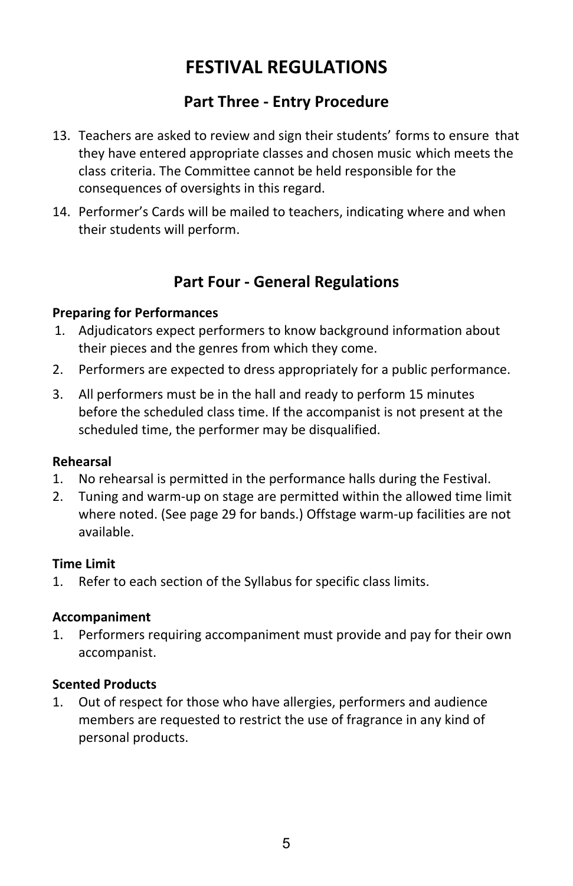# FESTIVAL REGULATIONS

## Part Three - Entry Procedure

13. Teachers are asked to review and sign their students' forms to ensure that they have entered appropriate classes and chosen music which meets the class criteria. The Committee cannot be held responsible for the consequences of oversights in this regard.
14. Performer's Cards will be mailed to teachers, indicating where and when their students will perform.

## Part Four - General Regulations

**Preparing for Performances**

1. Adjudicators expect performers to know background information about their pieces and the genres from which they come.
2. Performers are expected to dress appropriately for a public performance.
3. All performers must be in the hall and ready to perform 15 minutes before the scheduled class time. If the accompanist is not present at the scheduled time, the performer may be disqualified.

**Rehearsal**

1. No rehearsal is permitted in the performance halls during the Festival.
2. Tuning and warm-up on stage are permitted within the allowed time limit where noted. (See page 29 for bands.) Offstage warm-up facilities are not available.

**Time Limit**

1. Refer to each section of the Syllabus for specific class limits.

**Accompaniment**

1. Performers requiring accompaniment must provide and pay for their own accompanist.

**Scented Products**

1. Out of respect for those who have allergies, performers and audience members are requested to restrict the use of fragrance in any kind of personal products.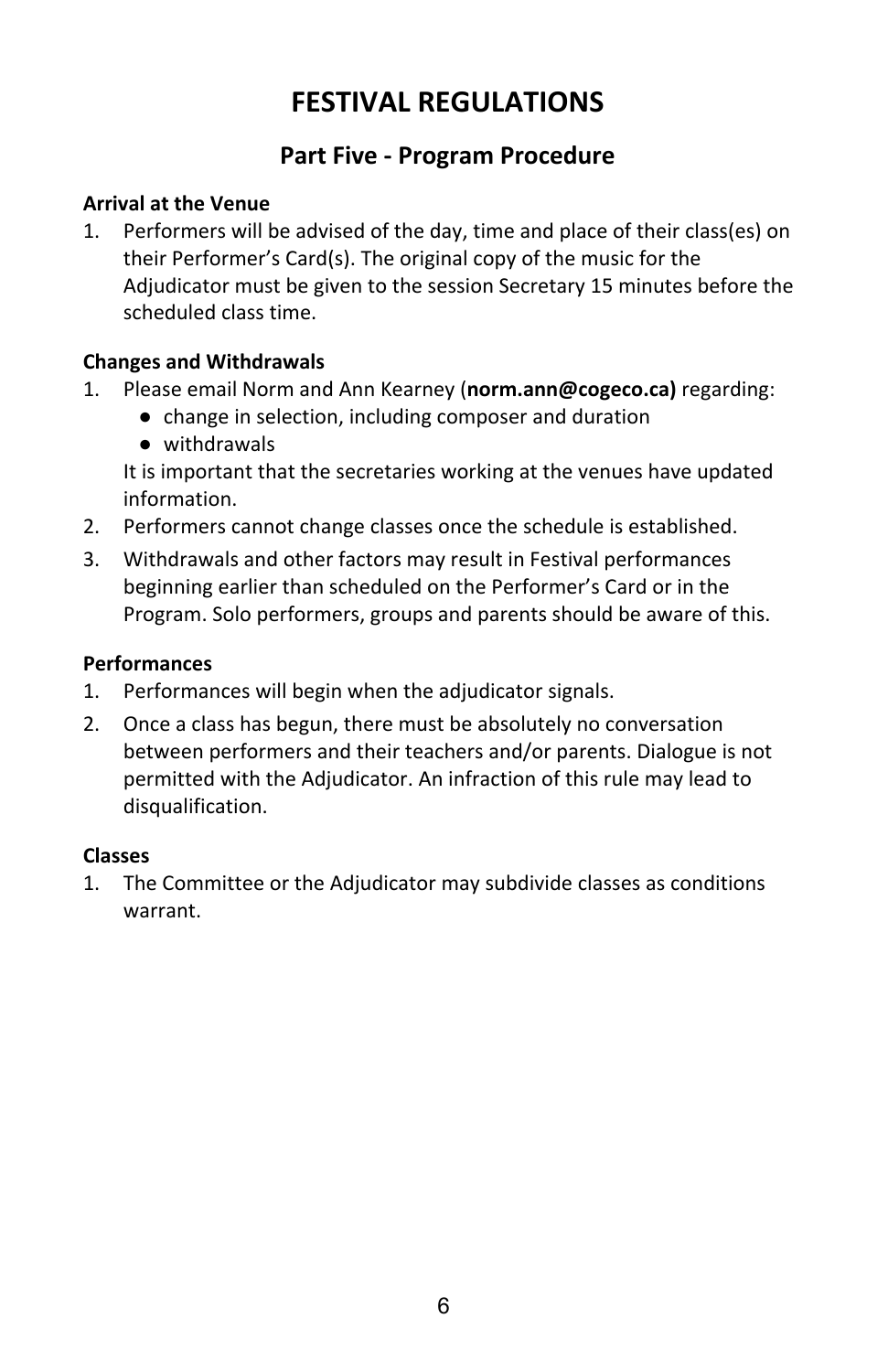# FESTIVAL REGULATIONS

## Part Five - Program Procedure

**Arrival at the Venue**

1. Performers will be advised of the day, time and place of their class(es) on their Performer's Card(s). The original copy of the music for the Adjudicator must be given to the session Secretary 15 minutes before the scheduled class time.

**Changes and Withdrawals**

1. Please email Norm and Ann Kearney (**norm.ann@cogeco.ca)** regarding:
   - change in selection, including composer and duration
   - withdrawals

   It is important that the secretaries working at the venues have updated information.
2. Performers cannot change classes once the schedule is established.
3. Withdrawals and other factors may result in Festival performances beginning earlier than scheduled on the Performer's Card or in the Program. Solo performers, groups and parents should be aware of this.

**Performances**

1. Performances will begin when the adjudicator signals.
2. Once a class has begun, there must be absolutely no conversation between performers and their teachers and/or parents. Dialogue is not permitted with the Adjudicator. An infraction of this rule may lead to disqualification.

**Classes**

1. The Committee or the Adjudicator may subdivide classes as conditions warrant.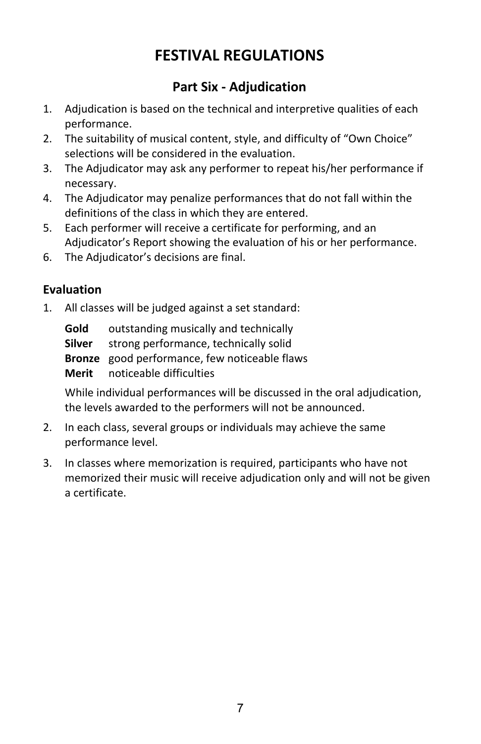# FESTIVAL REGULATIONS

## Part Six - Adjudication

1. Adjudication is based on the technical and interpretive qualities of each performance.
2. The suitability of musical content, style, and difficulty of “Own Choice” selections will be considered in the evaluation.
3. The Adjudicator may ask any performer to repeat his/her performance if necessary.
4. The Adjudicator may penalize performances that do not fall within the definitions of the class in which they are entered.
5. Each performer will receive a certificate for performing, and an Adjudicator’s Report showing the evaluation of his or her performance.
6. The Adjudicator’s decisions are final.

### Evaluation

1. All classes will be judged against a set standard:

   **Gold** outstanding musically and technically
   **Silver** strong performance, technically solid
   **Bronze** good performance, few noticeable flaws
   **Merit** noticeable difficulties

   While individual performances will be discussed in the oral adjudication, the levels awarded to the performers will not be announced.

2. In each class, several groups or individuals may achieve the same performance level.

3. In classes where memorization is required, participants who have not memorized their music will receive adjudication only and will not be given a certificate.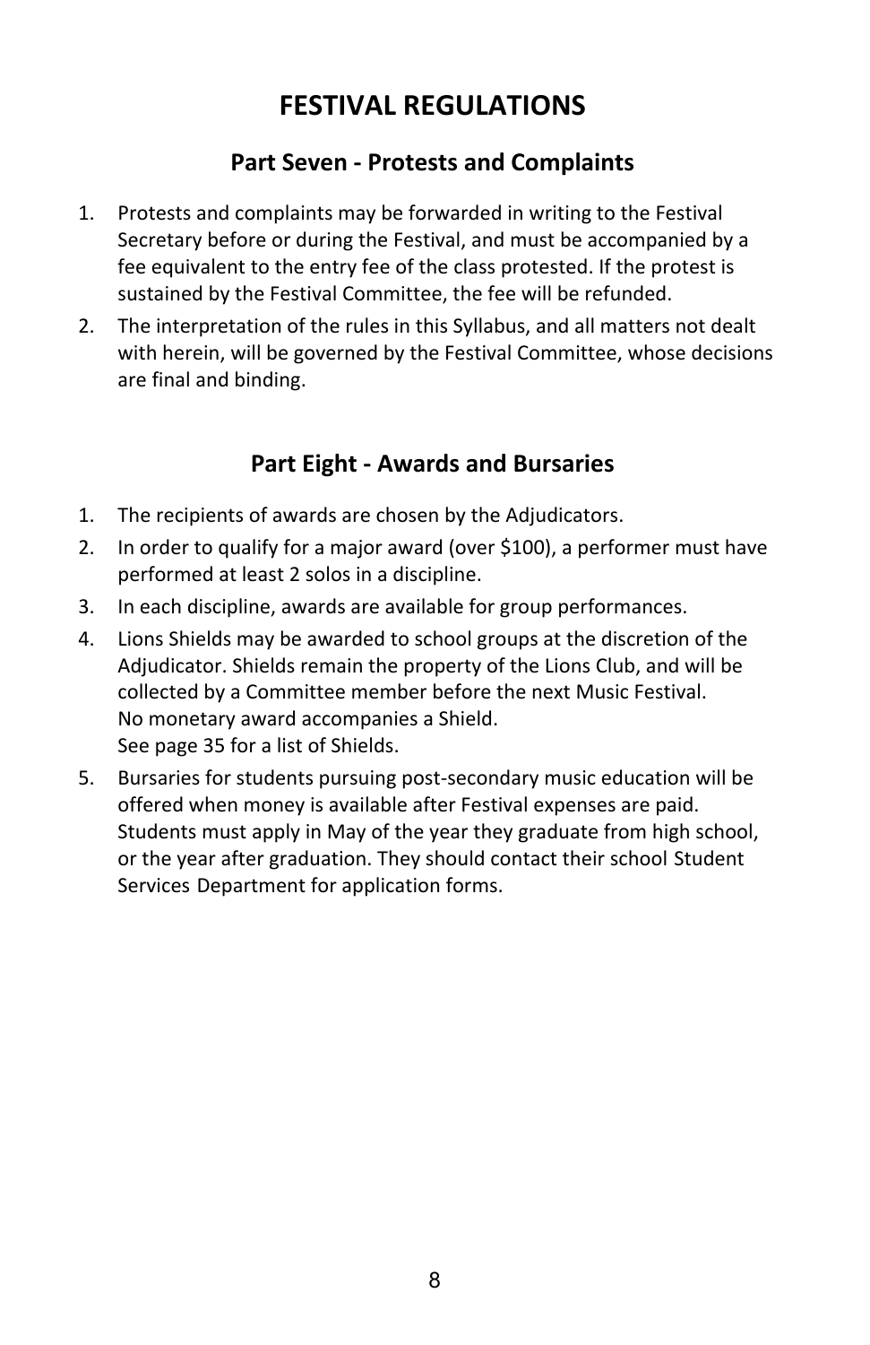# FESTIVAL REGULATIONS

## Part Seven - Protests and Complaints

1. Protests and complaints may be forwarded in writing to the Festival Secretary before or during the Festival, and must be accompanied by a fee equivalent to the entry fee of the class protested. If the protest is sustained by the Festival Committee, the fee will be refunded.
2. The interpretation of the rules in this Syllabus, and all matters not dealt with herein, will be governed by the Festival Committee, whose decisions are final and binding.

## Part Eight - Awards and Bursaries

1. The recipients of awards are chosen by the Adjudicators.
2. In order to qualify for a major award (over $100), a performer must have performed at least 2 solos in a discipline.
3. In each discipline, awards are available for group performances.
4. Lions Shields may be awarded to school groups at the discretion of the Adjudicator. Shields remain the property of the Lions Club, and will be collected by a Committee member before the next Music Festival. No monetary award accompanies a Shield. See page 35 for a list of Shields.
5. Bursaries for students pursuing post-secondary music education will be offered when money is available after Festival expenses are paid. Students must apply in May of the year they graduate from high school, or the year after graduation. They should contact their school Student Services Department for application forms.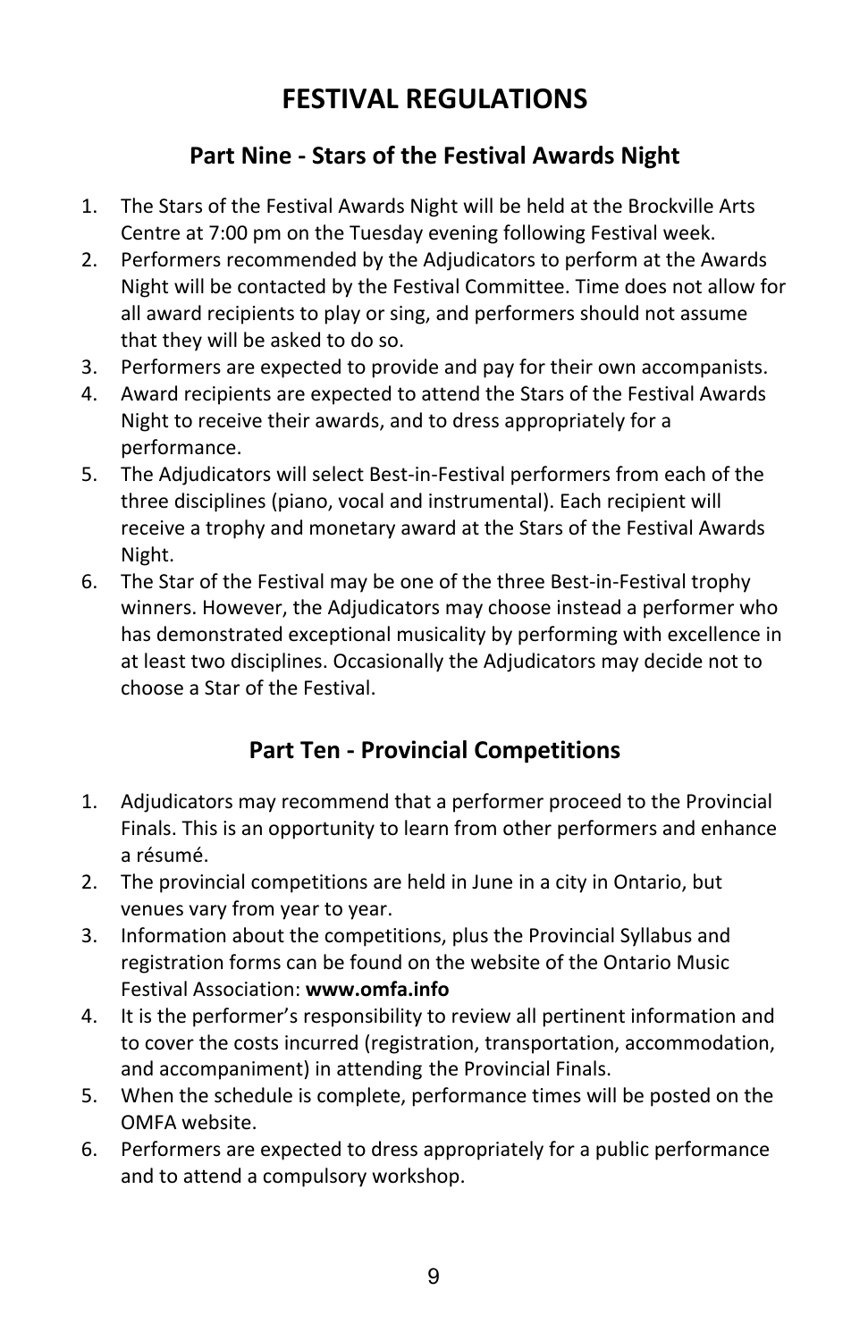# FESTIVAL REGULATIONS

## Part Nine - Stars of the Festival Awards Night

1. The Stars of the Festival Awards Night will be held at the Brockville Arts Centre at 7:00 pm on the Tuesday evening following Festival week.
2. Performers recommended by the Adjudicators to perform at the Awards Night will be contacted by the Festival Committee. Time does not allow for all award recipients to play or sing, and performers should not assume that they will be asked to do so.
3. Performers are expected to provide and pay for their own accompanists.
4. Award recipients are expected to attend the Stars of the Festival Awards Night to receive their awards, and to dress appropriately for a performance.
5. The Adjudicators will select Best-in-Festival performers from each of the three disciplines (piano, vocal and instrumental). Each recipient will receive a trophy and monetary award at the Stars of the Festival Awards Night.
6. The Star of the Festival may be one of the three Best-in-Festival trophy winners. However, the Adjudicators may choose instead a performer who has demonstrated exceptional musicality by performing with excellence in at least two disciplines. Occasionally the Adjudicators may decide not to choose a Star of the Festival.

## Part Ten - Provincial Competitions

1. Adjudicators may recommend that a performer proceed to the Provincial Finals. This is an opportunity to learn from other performers and enhance a résumé.
2. The provincial competitions are held in June in a city in Ontario, but venues vary from year to year.
3. Information about the competitions, plus the Provincial Syllabus and registration forms can be found on the website of the Ontario Music Festival Association: **www.omfa.info**
4. It is the performer's responsibility to review all pertinent information and to cover the costs incurred (registration, transportation, accommodation, and accompaniment) in attending the Provincial Finals.
5. When the schedule is complete, performance times will be posted on the OMFA website.
6. Performers are expected to dress appropriately for a public performance and to attend a compulsory workshop.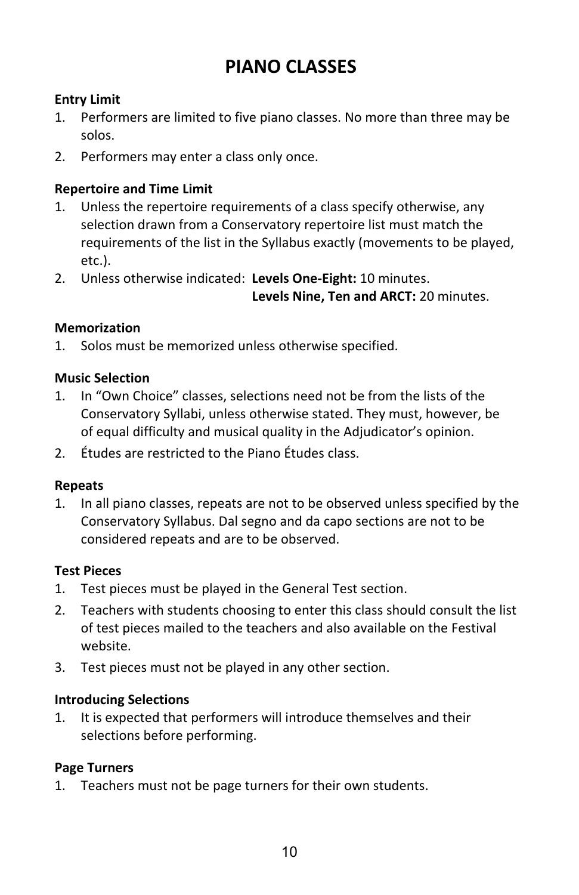# PIANO CLASSES

**Entry Limit**

1. Performers are limited to five piano classes. No more than three may be solos.
2. Performers may enter a class only once.

**Repertoire and Time Limit**

1. Unless the repertoire requirements of a class specify otherwise, any selection drawn from a Conservatory repertoire list must match the requirements of the list in the Syllabus exactly (movements to be played, etc.).
2. Unless otherwise indicated: **Levels One-Eight:** 10 minutes.
   **Levels Nine, Ten and ARCT:** 20 minutes.

**Memorization**

1. Solos must be memorized unless otherwise specified.

**Music Selection**

1. In "Own Choice" classes, selections need not be from the lists of the Conservatory Syllabi, unless otherwise stated. They must, however, be of equal difficulty and musical quality in the Adjudicator's opinion.
2. Études are restricted to the Piano Études class.

**Repeats**

1. In all piano classes, repeats are not to be observed unless specified by the Conservatory Syllabus. Dal segno and da capo sections are not to be considered repeats and are to be observed.

**Test Pieces**

1. Test pieces must be played in the General Test section.
2. Teachers with students choosing to enter this class should consult the list of test pieces mailed to the teachers and also available on the Festival website.
3. Test pieces must not be played in any other section.

**Introducing Selections**

1. It is expected that performers will introduce themselves and their selections before performing.

**Page Turners**

1. Teachers must not be page turners for their own students.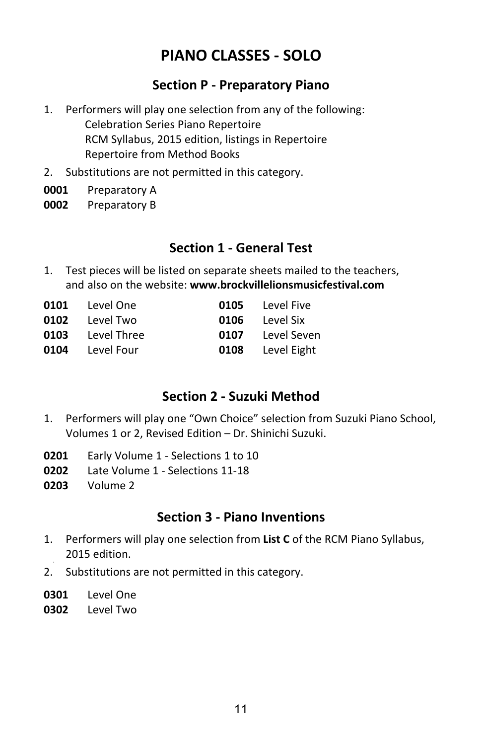# PIANO CLASSES - SOLO

## Section P - Preparatory Piano

1. Performers will play one selection from any of the following:
   Celebration Series Piano Repertoire
   RCM Syllabus, 2015 edition, listings in Repertoire
   Repertoire from Method Books
2. Substitutions are not permitted in this category.

**0001** Preparatory A
**0002** Preparatory B

## Section 1 - General Test

1. Test pieces will be listed on separate sheets mailed to the teachers, and also on the website: **www.brockvillelionsmusicfestival.com**

**0101** Level One
**0102** Level Two
**0103** Level Three
**0104** Level Four
**0105** Level Five
**0106** Level Six
**0107** Level Seven
**0108** Level Eight

## Section 2 - Suzuki Method

1. Performers will play one "Own Choice" selection from Suzuki Piano School, Volumes 1 or 2, Revised Edition – Dr. Shinichi Suzuki.

**0201** Early Volume 1 - Selections 1 to 10
**0202** Late Volume 1 - Selections 11-18
**0203** Volume 2

## Section 3 - Piano Inventions

1. Performers will play one selection from **List C** of the RCM Piano Syllabus, 2015 edition.
2. Substitutions are not permitted in this category.

**0301** Level One
**0302** Level Two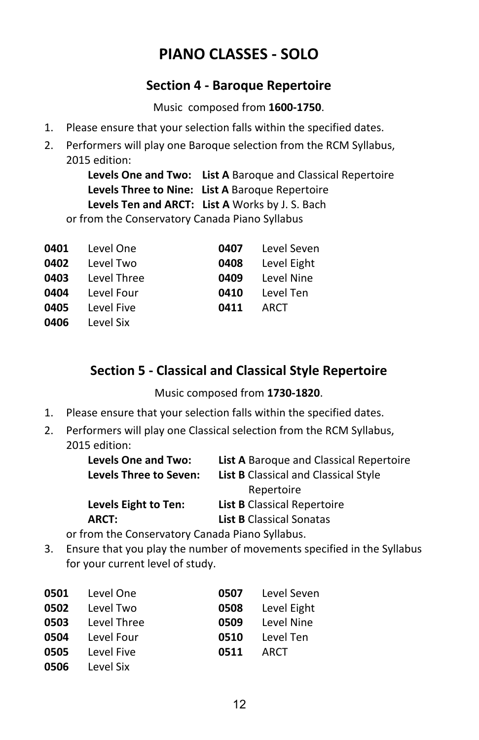# PIANO CLASSES - SOLO

## Section 4 - Baroque Repertoire

Music composed from **1600-1750**.

1. Please ensure that your selection falls within the specified dates.
2. Performers will play one Baroque selection from the RCM Syllabus, 2015 edition:

   **Levels One and Two:** **List A** Baroque and Classical Repertoire
   **Levels Three to Nine:** **List A** Baroque Repertoire
   **Levels Ten and ARCT:** **List A** Works by J. S. Bach

   or from the Conservatory Canada Piano Syllabus

| | | | |
|---|---|---|---|
| **0401** | Level One | **0407** | Level Seven |
| **0402** | Level Two | **0408** | Level Eight |
| **0403** | Level Three | **0409** | Level Nine |
| **0404** | Level Four | **0410** | Level Ten |
| **0405** | Level Five | **0411** | ARCT |
| **0406** | Level Six | | |

## Section 5 - Classical and Classical Style Repertoire

Music composed from **1730-1820**.

1. Please ensure that your selection falls within the specified dates.
2. Performers will play one Classical selection from the RCM Syllabus, 2015 edition:

   **Levels One and Two:** **List A** Baroque and Classical Repertoire
   **Levels Three to Seven:** **List B** Classical and Classical Style Repertoire
   **Levels Eight to Ten:** **List B** Classical Repertoire
   **ARCT:** **List B** Classical Sonatas

   or from the Conservatory Canada Piano Syllabus.
3. Ensure that you play the number of movements specified in the Syllabus for your current level of study.

| | | | |
|---|---|---|---|
| **0501** | Level One | **0507** | Level Seven |
| **0502** | Level Two | **0508** | Level Eight |
| **0503** | Level Three | **0509** | Level Nine |
| **0504** | Level Four | **0510** | Level Ten |
| **0505** | Level Five | **0511** | ARCT |
| **0506** | Level Six | | |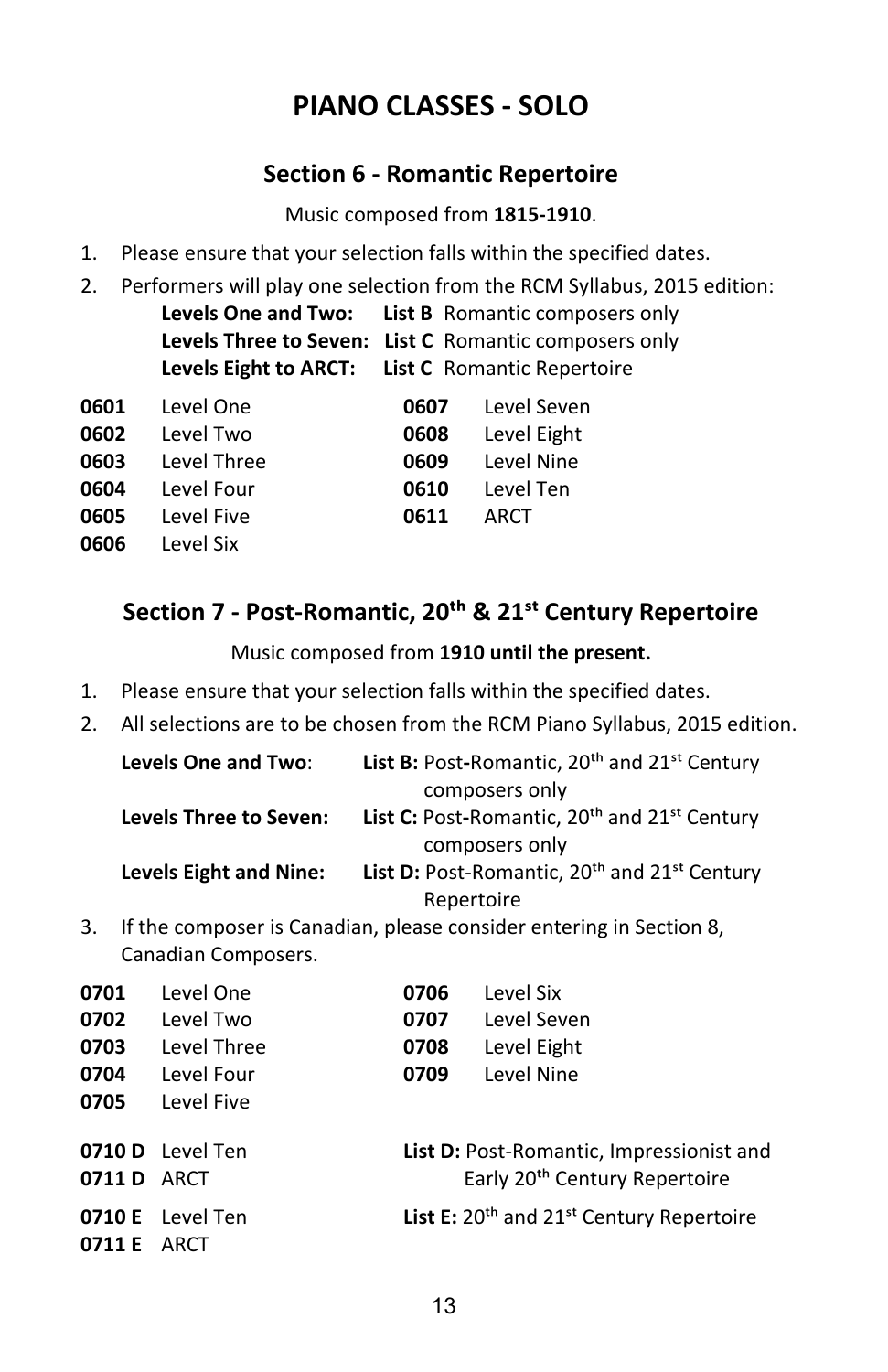# PIANO CLASSES - SOLO

## Section 6 - Romantic Repertoire

Music composed from **1815-1910**.

1. Please ensure that your selection falls within the specified dates.
2. Performers will play one selection from the RCM Syllabus, 2015 edition:
   **Levels One and Two:** **List B** Romantic composers only
   **Levels Three to Seven:** **List C** Romantic composers only
   **Levels Eight to ARCT:** **List C** Romantic Repertoire

| | | | |
|---|---|---|---|
| **0601** | Level One | **0607** | Level Seven |
| **0602** | Level Two | **0608** | Level Eight |
| **0603** | Level Three | **0609** | Level Nine |
| **0604** | Level Four | **0610** | Level Ten |
| **0605** | Level Five | **0611** | ARCT |
| **0606** | Level Six | | |

## Section 7 - Post-Romantic, 20th & 21st Century Repertoire

Music composed from **1910 until the present.**

1. Please ensure that your selection falls within the specified dates.
2. All selections are to be chosen from the RCM Piano Syllabus, 2015 edition.

   **Levels One and Two**: **List B:** Post-Romantic, 20th and 21st Century composers only
   **Levels Three to Seven:** **List C:** Post-Romantic, 20th and 21st Century composers only
   **Levels Eight and Nine:** **List D:** Post-Romantic, 20th and 21st Century Repertoire
3. If the composer is Canadian, please consider entering in Section 8, Canadian Composers.

| | | | |
|---|---|---|---|
| **0701** | Level One | **0706** | Level Six |
| **0702** | Level Two | **0707** | Level Seven |
| **0703** | Level Three | **0708** | Level Eight |
| **0704** | Level Four | **0709** | Level Nine |
| **0705** | Level Five | | |

**0710 D** Level Ten
**0711 D** ARCT
**List D:** Post-Romantic, Impressionist and Early 20th Century Repertoire

**0710 E** Level Ten
**0711 E** ARCT
**List E:** 20th and 21st Century Repertoire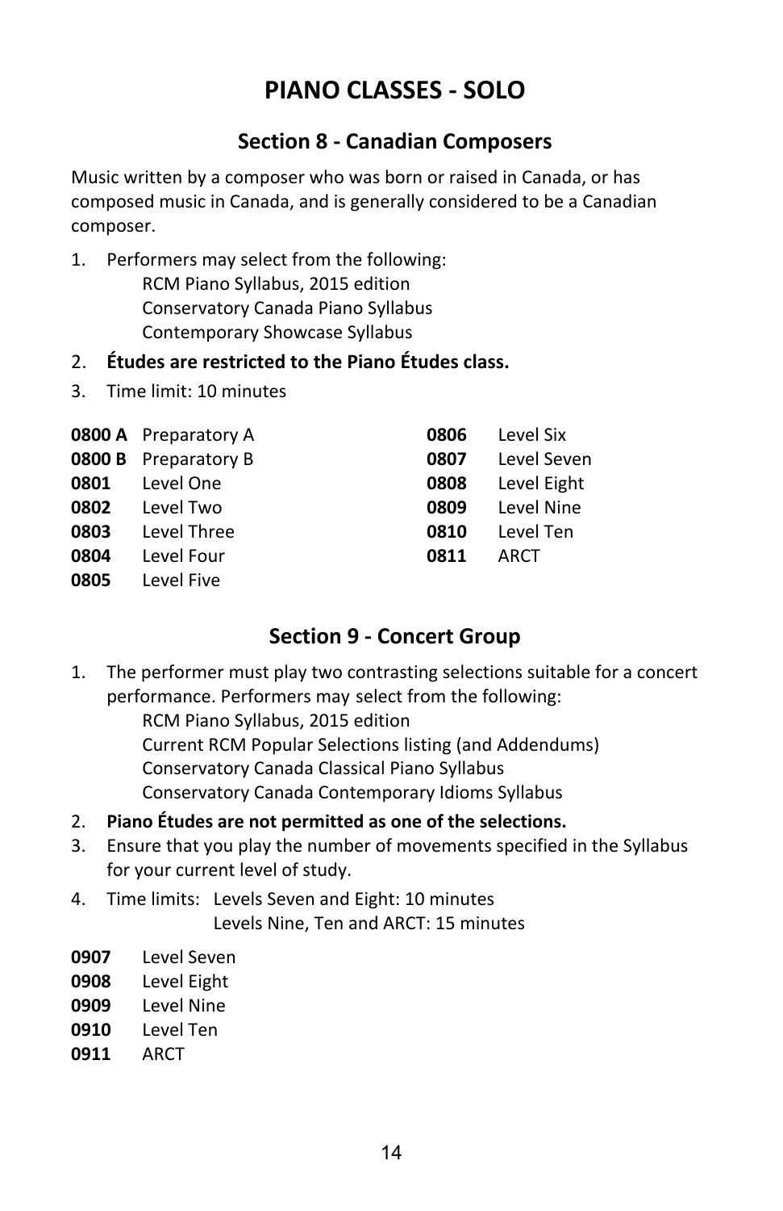# PIANO CLASSES - SOLO

## Section 8 - Canadian Composers

Music written by a composer who was born or raised in Canada, or has composed music in Canada, and is generally considered to be a Canadian composer.

1. Performers may select from the following:
   - RCM Piano Syllabus, 2015 edition
   - Conservatory Canada Piano Syllabus
   - Contemporary Showcase Syllabus
2. **Études are restricted to the Piano Études class.**
3. Time limit: 10 minutes

**0800 A** Preparatory A
**0800 B** Preparatory B
**0801** Level One
**0802** Level Two
**0803** Level Three
**0804** Level Four
**0805** Level Five
**0806** Level Six
**0807** Level Seven
**0808** Level Eight
**0809** Level Nine
**0810** Level Ten
**0811** ARCT

## Section 9 - Concert Group

1. The performer must play two contrasting selections suitable for a concert performance. Performers may select from the following:
   - RCM Piano Syllabus, 2015 edition
   - Current RCM Popular Selections listing (and Addendums)
   - Conservatory Canada Classical Piano Syllabus
   - Conservatory Canada Contemporary Idioms Syllabus
2. **Piano Études are not permitted as one of the selections.**
3. Ensure that you play the number of movements specified in the Syllabus for your current level of study.
4. Time limits: Levels Seven and Eight: 10 minutes
   Levels Nine, Ten and ARCT: 15 minutes

**0907** Level Seven
**0908** Level Eight
**0909** Level Nine
**0910** Level Ten
**0911** ARCT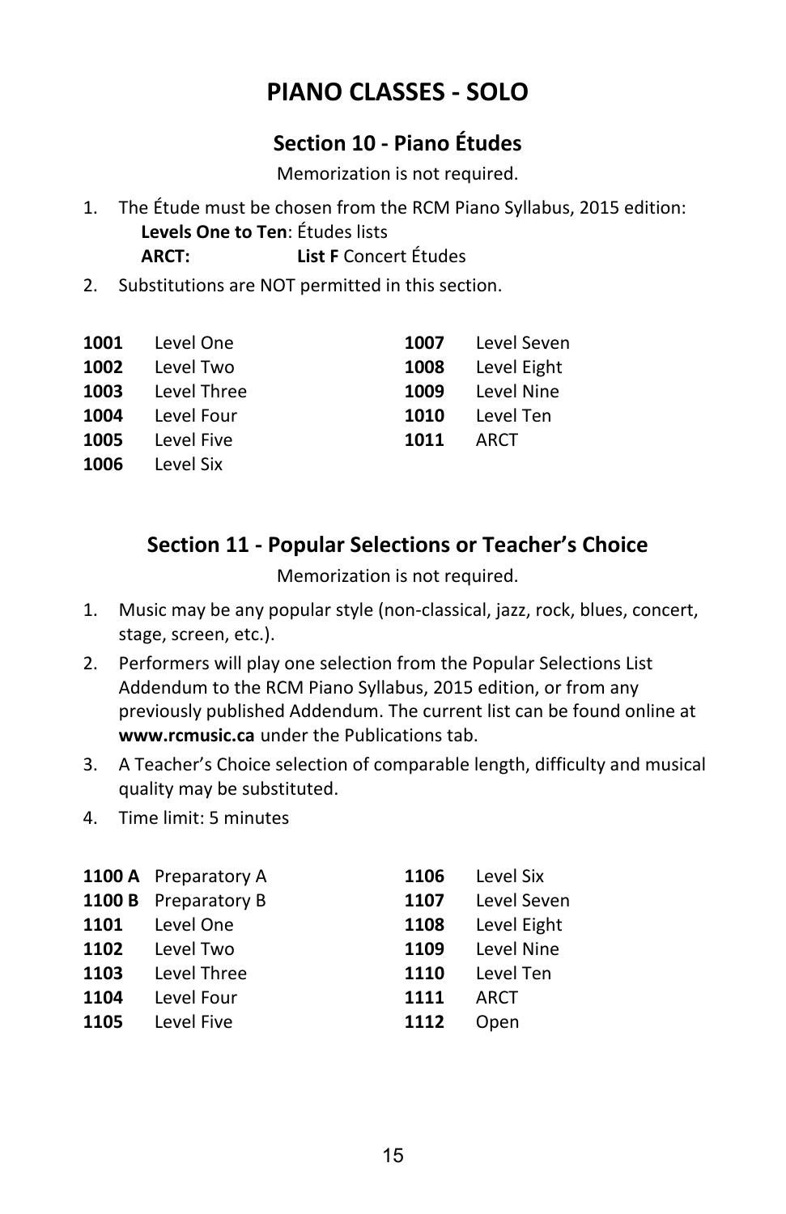# PIANO CLASSES - SOLO

## Section 10 - Piano Études

Memorization is not required.

1. The Étude must be chosen from the RCM Piano Syllabus, 2015 edition:
   **Levels One to Ten**: Études lists
   **ARCT:** **List F** Concert Études
2. Substitutions are NOT permitted in this section.

**1001** Level One
**1002** Level Two
**1003** Level Three
**1004** Level Four
**1005** Level Five
**1006** Level Six
**1007** Level Seven
**1008** Level Eight
**1009** Level Nine
**1010** Level Ten
**1011** ARCT

## Section 11 - Popular Selections or Teacher's Choice

Memorization is not required.

1. Music may be any popular style (non-classical, jazz, rock, blues, concert, stage, screen, etc.).
2. Performers will play one selection from the Popular Selections List Addendum to the RCM Piano Syllabus, 2015 edition, or from any previously published Addendum. The current list can be found online at **www.rcmusic.ca** under the Publications tab.
3. A Teacher's Choice selection of comparable length, difficulty and musical quality may be substituted.
4. Time limit: 5 minutes

**1100 A** Preparatory A
**1100 B** Preparatory B
**1101** Level One
**1102** Level Two
**1103** Level Three
**1104** Level Four
**1105** Level Five
**1106** Level Six
**1107** Level Seven
**1108** Level Eight
**1109** Level Nine
**1110** Level Ten
**1111** ARCT
**1112** Open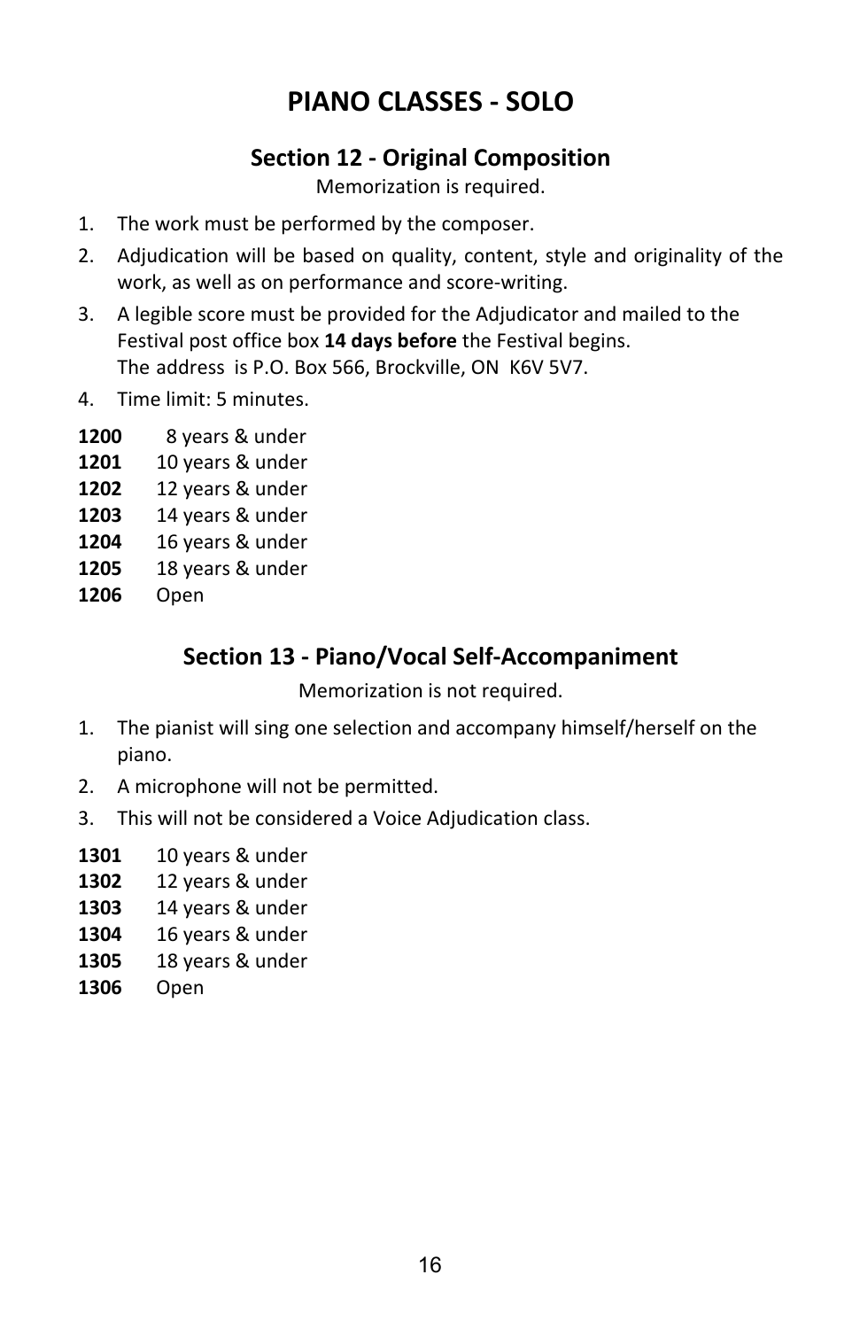# PIANO CLASSES - SOLO

## Section 12 - Original Composition

Memorization is required.

1. The work must be performed by the composer.
2. Adjudication will be based on quality, content, style and originality of the work, as well as on performance and score-writing.
3. A legible score must be provided for the Adjudicator and mailed to the Festival post office box **14 days before** the Festival begins.
   The address is P.O. Box 566, Brockville, ON K6V 5V7.
4. Time limit: 5 minutes.

**1200** 8 years & under
**1201** 10 years & under
**1202** 12 years & under
**1203** 14 years & under
**1204** 16 years & under
**1205** 18 years & under
**1206** Open

## Section 13 - Piano/Vocal Self-Accompaniment

Memorization is not required.

1. The pianist will sing one selection and accompany himself/herself on the piano.
2. A microphone will not be permitted.
3. This will not be considered a Voice Adjudication class.

**1301** 10 years & under
**1302** 12 years & under
**1303** 14 years & under
**1304** 16 years & under
**1305** 18 years & under
**1306** Open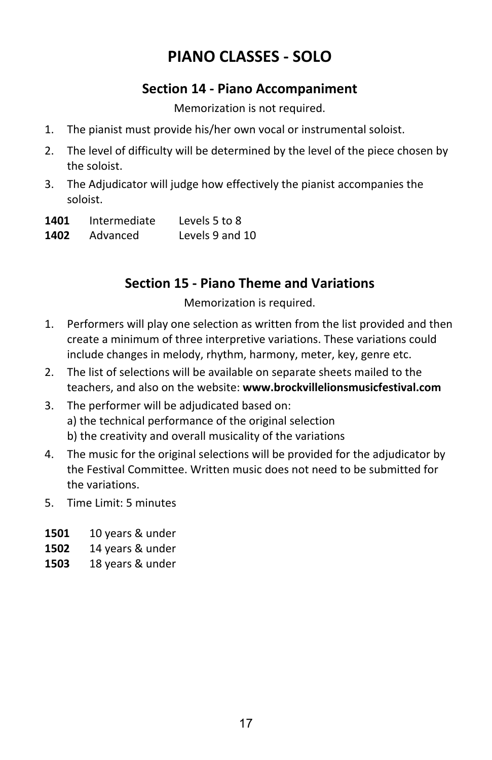# PIANO CLASSES - SOLO

## Section 14 - Piano Accompaniment

Memorization is not required.

1. The pianist must provide his/her own vocal or instrumental soloist.
2. The level of difficulty will be determined by the level of the piece chosen by the soloist.
3. The Adjudicator will judge how effectively the pianist accompanies the soloist.

**1401** Intermediate Levels 5 to 8
**1402** Advanced Levels 9 and 10

## Section 15 - Piano Theme and Variations

Memorization is required.

1. Performers will play one selection as written from the list provided and then create a minimum of three interpretive variations. These variations could include changes in melody, rhythm, harmony, meter, key, genre etc.
2. The list of selections will be available on separate sheets mailed to the teachers, and also on the website: **www.brockvillelionsmusicfestival.com**
3. The performer will be adjudicated based on:
   a) the technical performance of the original selection
   b) the creativity and overall musicality of the variations
4. The music for the original selections will be provided for the adjudicator by the Festival Committee. Written music does not need to be submitted for the variations.
5. Time Limit: 5 minutes

**1501** 10 years & under
**1502** 14 years & under
**1503** 18 years & under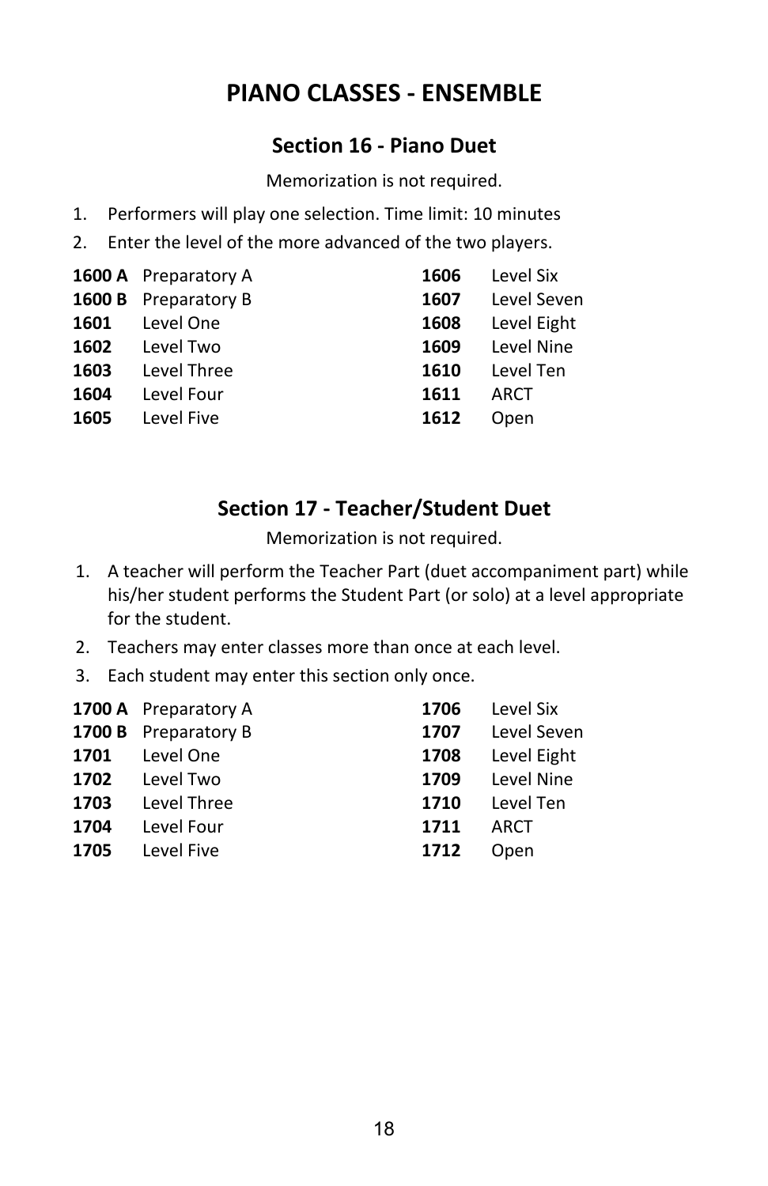# PIANO CLASSES - ENSEMBLE

## Section 16 - Piano Duet

Memorization is not required.

1. Performers will play one selection. Time limit: 10 minutes
2. Enter the level of the more advanced of the two players.

| | | | |
|---|---|---|---|
| **1600 A** | Preparatory A | **1606** | Level Six |
| **1600 B** | Preparatory B | **1607** | Level Seven |
| **1601** | Level One | **1608** | Level Eight |
| **1602** | Level Two | **1609** | Level Nine |
| **1603** | Level Three | **1610** | Level Ten |
| **1604** | Level Four | **1611** | ARCT |
| **1605** | Level Five | **1612** | Open |

## Section 17 - Teacher/Student Duet

Memorization is not required.

1. A teacher will perform the Teacher Part (duet accompaniment part) while his/her student performs the Student Part (or solo) at a level appropriate for the student.
2. Teachers may enter classes more than once at each level.
3. Each student may enter this section only once.

| | | | |
|---|---|---|---|
| **1700 A** | Preparatory A | **1706** | Level Six |
| **1700 B** | Preparatory B | **1707** | Level Seven |
| **1701** | Level One | **1708** | Level Eight |
| **1702** | Level Two | **1709** | Level Nine |
| **1703** | Level Three | **1710** | Level Ten |
| **1704** | Level Four | **1711** | ARCT |
| **1705** | Level Five | **1712** | Open |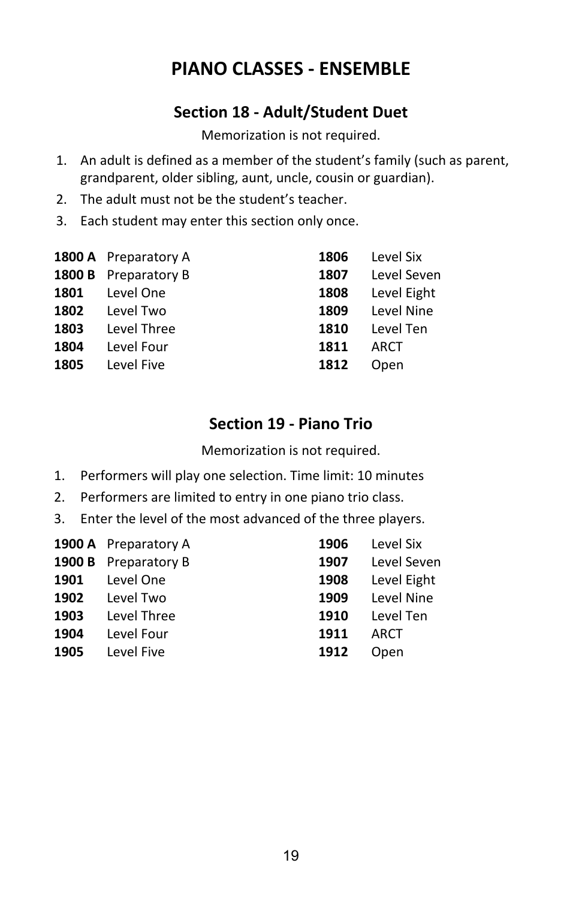# PIANO CLASSES - ENSEMBLE

## Section 18 - Adult/Student Duet

Memorization is not required.

1. An adult is defined as a member of the student's family (such as parent, grandparent, older sibling, aunt, uncle, cousin or guardian).
2. The adult must not be the student's teacher.
3. Each student may enter this section only once.

| | | | |
|---|---|---|---|
| **1800 A** | Preparatory A | **1806** | Level Six |
| **1800 B** | Preparatory B | **1807** | Level Seven |
| **1801** | Level One | **1808** | Level Eight |
| **1802** | Level Two | **1809** | Level Nine |
| **1803** | Level Three | **1810** | Level Ten |
| **1804** | Level Four | **1811** | ARCT |
| **1805** | Level Five | **1812** | Open |

## Section 19 - Piano Trio

Memorization is not required.

1. Performers will play one selection. Time limit: 10 minutes
2. Performers are limited to entry in one piano trio class.
3. Enter the level of the most advanced of the three players.

| | | | |
|---|---|---|---|
| **1900 A** | Preparatory A | **1906** | Level Six |
| **1900 B** | Preparatory B | **1907** | Level Seven |
| **1901** | Level One | **1908** | Level Eight |
| **1902** | Level Two | **1909** | Level Nine |
| **1903** | Level Three | **1910** | Level Ten |
| **1904** | Level Four | **1911** | ARCT |
| **1905** | Level Five | **1912** | Open |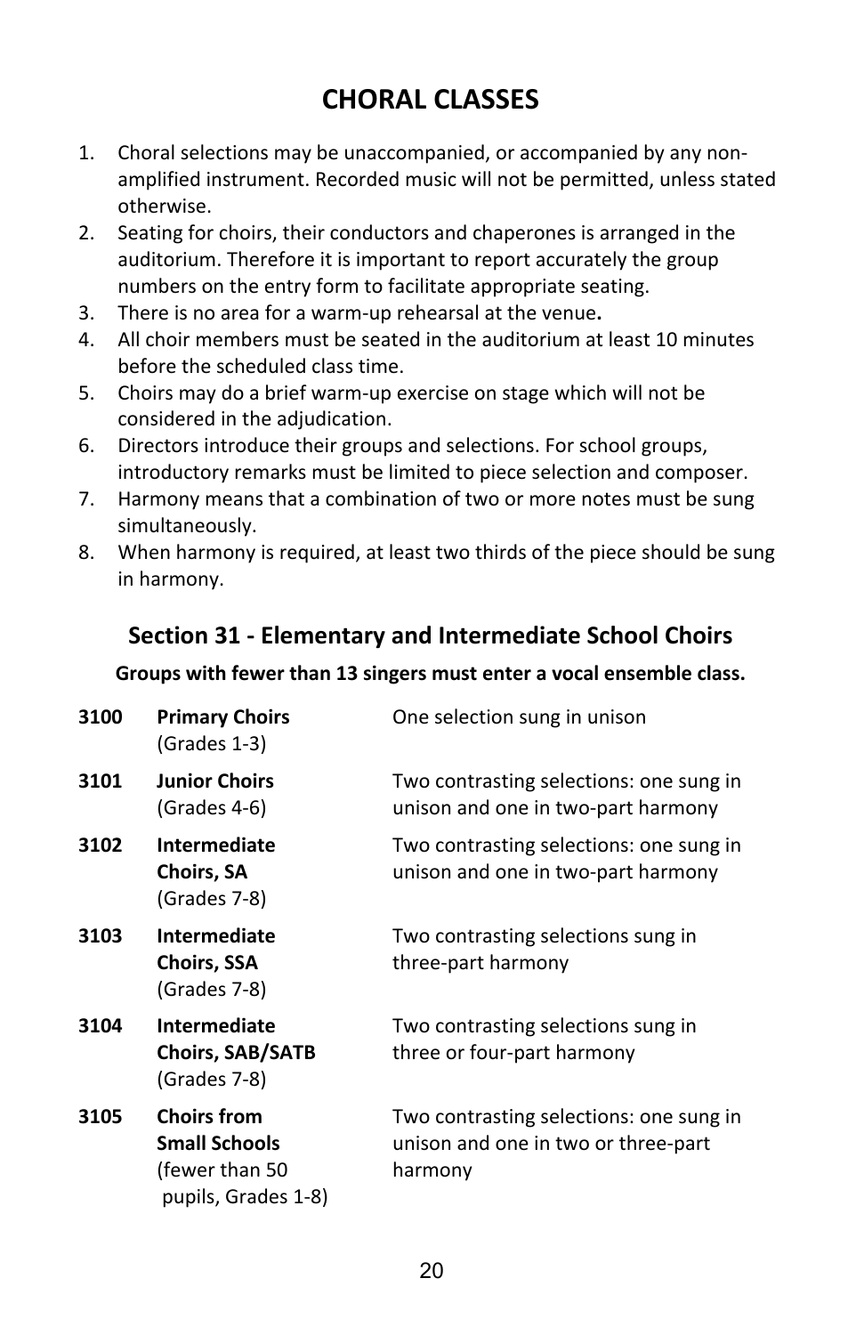# CHORAL CLASSES

1. Choral selections may be unaccompanied, or accompanied by any non-amplified instrument. Recorded music will not be permitted, unless stated otherwise.
2. Seating for choirs, their conductors and chaperones is arranged in the auditorium. Therefore it is important to report accurately the group numbers on the entry form to facilitate appropriate seating.
3. There is no area for a warm-up rehearsal at the venue**.**
4. All choir members must be seated in the auditorium at least 10 minutes before the scheduled class time.
5. Choirs may do a brief warm-up exercise on stage which will not be considered in the adjudication.
6. Directors introduce their groups and selections. For school groups, introductory remarks must be limited to piece selection and composer.
7. Harmony means that a combination of two or more notes must be sung simultaneously.
8. When harmony is required, at least two thirds of the piece should be sung in harmony.

## Section 31 - Elementary and Intermediate School Choirs

**Groups with fewer than 13 singers must enter a vocal ensemble class.**

| | | |
|---|---|---|
| **3100** | **Primary Choirs** (Grades 1-3) | One selection sung in unison |
| **3101** | **Junior Choirs** (Grades 4-6) | Two contrasting selections: one sung in unison and one in two-part harmony |
| **3102** | **Intermediate Choirs, SA** (Grades 7-8) | Two contrasting selections: one sung in unison and one in two-part harmony |
| **3103** | **Intermediate Choirs, SSA** (Grades 7-8) | Two contrasting selections sung in three-part harmony |
| **3104** | **Intermediate Choirs, SAB/SATB** (Grades 7-8) | Two contrasting selections sung in three or four-part harmony |
| **3105** | **Choirs from Small Schools** (fewer than 50 pupils, Grades 1-8) | Two contrasting selections: one sung in unison and one in two or three-part harmony |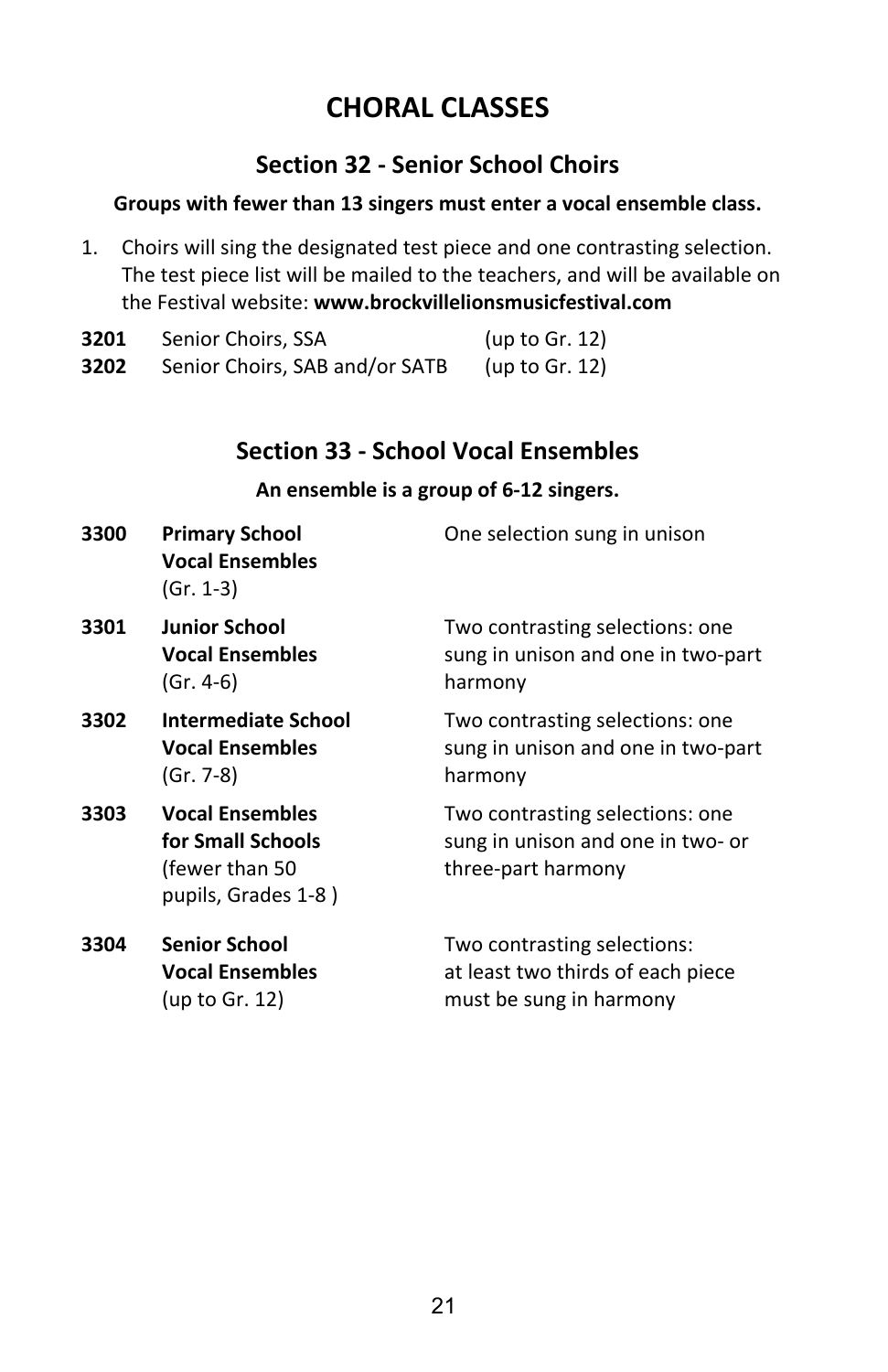# CHORAL CLASSES

## Section 32 - Senior School Choirs

**Groups with fewer than 13 singers must enter a vocal ensemble class.**

1. Choirs will sing the designated test piece and one contrasting selection. The test piece list will be mailed to the teachers, and will be available on the Festival website: **www.brockvillelionsmusicfestival.com**

| | | |
|---|---|---|
| **3201** | Senior Choirs, SSA | (up to Gr. 12) |
| **3202** | Senior Choirs, SAB and/or SATB | (up to Gr. 12) |

## Section 33 - School Vocal Ensembles

**An ensemble is a group of 6-12 singers.**

| | | |
|---|---|---|
| **3300** | **Primary School Vocal Ensembles** (Gr. 1-3) | One selection sung in unison |
| **3301** | **Junior School Vocal Ensembles** (Gr. 4-6) | Two contrasting selections: one sung in unison and one in two-part harmony |
| **3302** | **Intermediate School Vocal Ensembles** (Gr. 7-8) | Two contrasting selections: one sung in unison and one in two-part harmony |
| **3303** | **Vocal Ensembles for Small Schools** (fewer than 50 pupils, Grades 1-8 ) | Two contrasting selections: one sung in unison and one in two- or three-part harmony |
| **3304** | **Senior School Vocal Ensembles** (up to Gr. 12) | Two contrasting selections: at least two thirds of each piece must be sung in harmony |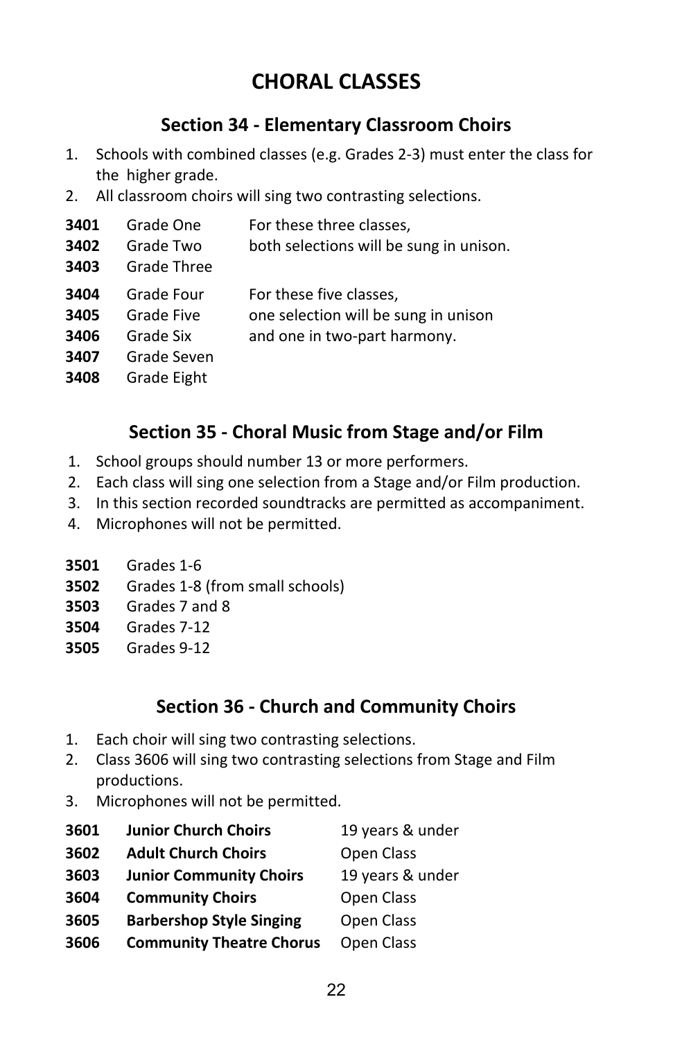# CHORAL CLASSES

## Section 34 - Elementary Classroom Choirs

1. Schools with combined classes (e.g. Grades 2-3) must enter the class for the higher grade.
2. All classroom choirs will sing two contrasting selections.

| | | |
|---|---|---|
| **3401** | Grade One | For these three classes, |
| **3402** | Grade Two | both selections will be sung in unison. |
| **3403** | Grade Three | |
| **3404** | Grade Four | For these five classes, |
| **3405** | Grade Five | one selection will be sung in unison |
| **3406** | Grade Six | and one in two-part harmony. |
| **3407** | Grade Seven | |
| **3408** | Grade Eight | |

## Section 35 - Choral Music from Stage and/or Film

1. School groups should number 13 or more performers.
2. Each class will sing one selection from a Stage and/or Film production.
3. In this section recorded soundtracks are permitted as accompaniment.
4. Microphones will not be permitted.

**3501** Grades 1-6
**3502** Grades 1-8 (from small schools)
**3503** Grades 7 and 8
**3504** Grades 7-12
**3505** Grades 9-12

## Section 36 - Church and Community Choirs

1. Each choir will sing two contrasting selections.
2. Class 3606 will sing two contrasting selections from Stage and Film productions.
3. Microphones will not be permitted.

| | | |
|---|---|---|
| **3601** | **Junior Church Choirs** | 19 years & under |
| **3602** | **Adult Church Choirs** | Open Class |
| **3603** | **Junior Community Choirs** | 19 years & under |
| **3604** | **Community Choirs** | Open Class |
| **3605** | **Barbershop Style Singing** | Open Class |
| **3606** | **Community Theatre Chorus** | Open Class |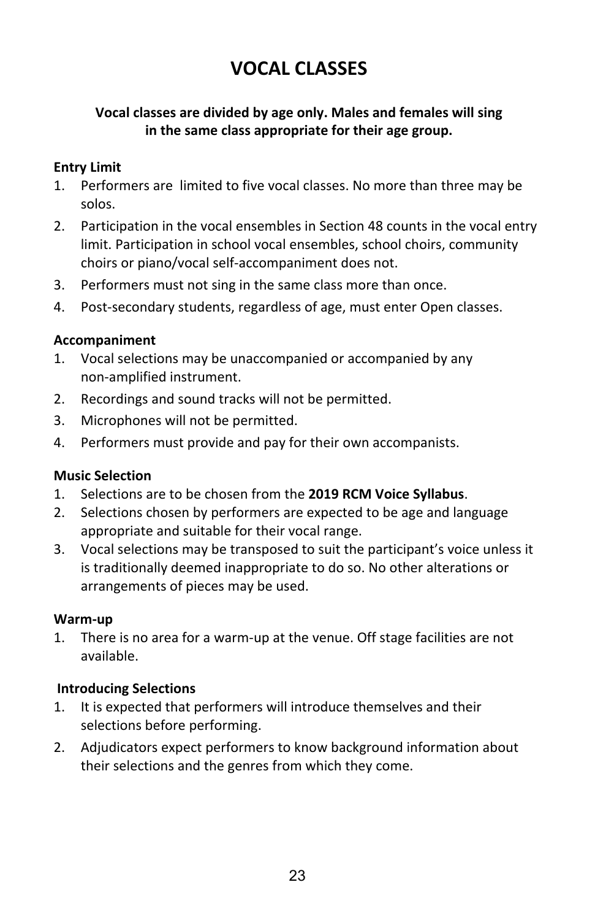# VOCAL CLASSES

**Vocal classes are divided by age only. Males and females will sing in the same class appropriate for their age group.**

**Entry Limit**

1. Performers are limited to five vocal classes. No more than three may be solos.
2. Participation in the vocal ensembles in Section 48 counts in the vocal entry limit. Participation in school vocal ensembles, school choirs, community choirs or piano/vocal self-accompaniment does not.
3. Performers must not sing in the same class more than once.
4. Post-secondary students, regardless of age, must enter Open classes.

**Accompaniment**

1. Vocal selections may be unaccompanied or accompanied by any non-amplified instrument.
2. Recordings and sound tracks will not be permitted.
3. Microphones will not be permitted.
4. Performers must provide and pay for their own accompanists.

**Music Selection**

1. Selections are to be chosen from the **2019 RCM Voice Syllabus**.
2. Selections chosen by performers are expected to be age and language appropriate and suitable for their vocal range.
3. Vocal selections may be transposed to suit the participant's voice unless it is traditionally deemed inappropriate to do so. No other alterations or arrangements of pieces may be used.

**Warm-up**

1. There is no area for a warm-up at the venue. Off stage facilities are not available.

**Introducing Selections**

1. It is expected that performers will introduce themselves and their selections before performing.
2. Adjudicators expect performers to know background information about their selections and the genres from which they come.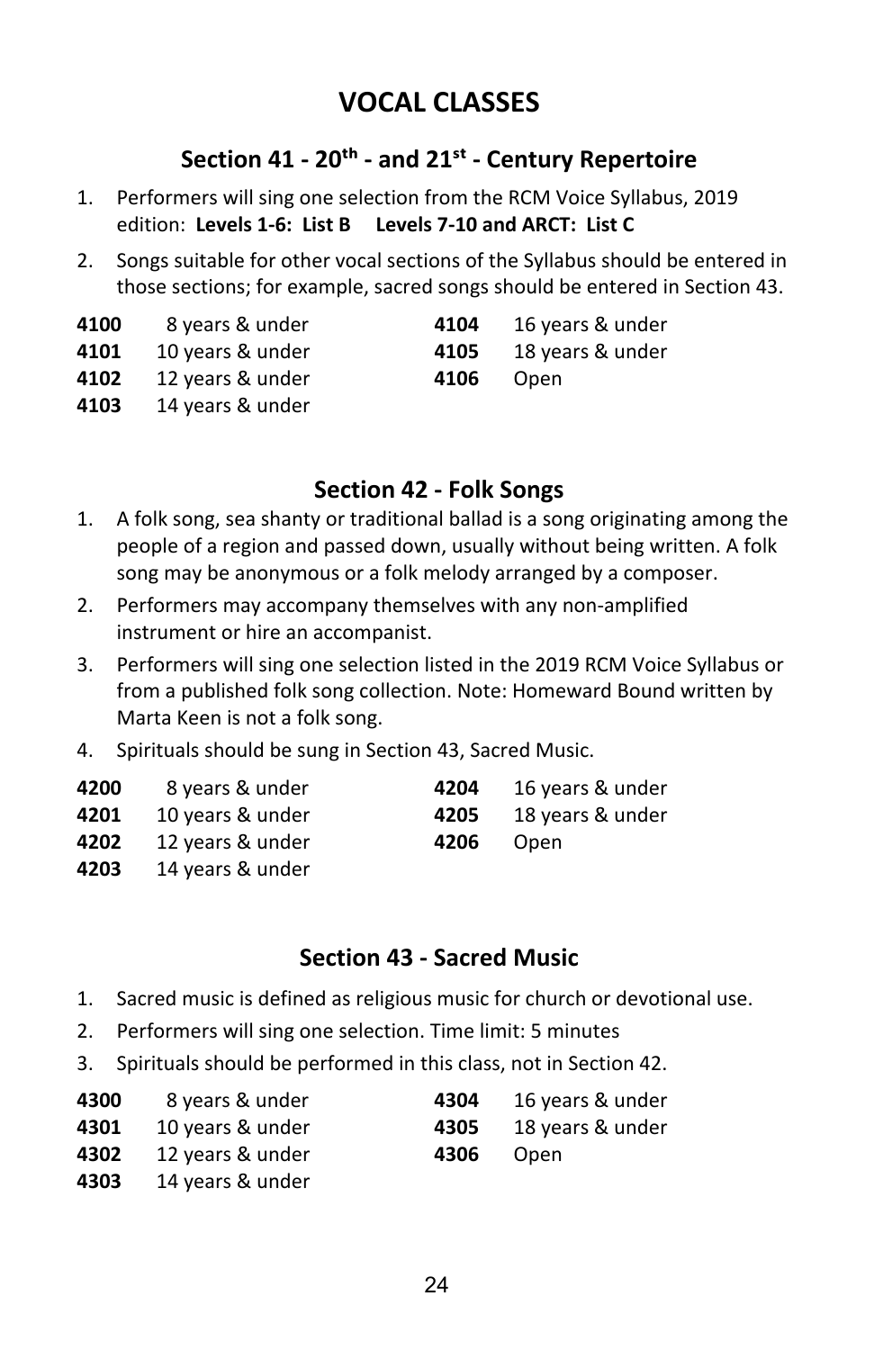# VOCAL CLASSES

## Section 41 - 20th - and 21st - Century Repertoire

1. Performers will sing one selection from the RCM Voice Syllabus, 2019 edition: **Levels 1-6: List B Levels 7-10 and ARCT: List C**
2. Songs suitable for other vocal sections of the Syllabus should be entered in those sections; for example, sacred songs should be entered in Section 43.

**4100** 8 years & under
**4101** 10 years & under
**4102** 12 years & under
**4103** 14 years & under
**4104** 16 years & under
**4105** 18 years & under
**4106** Open

## Section 42 - Folk Songs

1. A folk song, sea shanty or traditional ballad is a song originating among the people of a region and passed down, usually without being written. A folk song may be anonymous or a folk melody arranged by a composer.
2. Performers may accompany themselves with any non-amplified instrument or hire an accompanist.
3. Performers will sing one selection listed in the 2019 RCM Voice Syllabus or from a published folk song collection. Note: Homeward Bound written by Marta Keen is not a folk song.
4. Spirituals should be sung in Section 43, Sacred Music.

**4200** 8 years & under
**4201** 10 years & under
**4202** 12 years & under
**4203** 14 years & under
**4204** 16 years & under
**4205** 18 years & under
**4206** Open

## Section 43 - Sacred Music

1. Sacred music is defined as religious music for church or devotional use.
2. Performers will sing one selection. Time limit: 5 minutes
3. Spirituals should be performed in this class, not in Section 42.

**4300** 8 years & under
**4301** 10 years & under
**4302** 12 years & under
**4303** 14 years & under
**4304** 16 years & under
**4305** 18 years & under
**4306** Open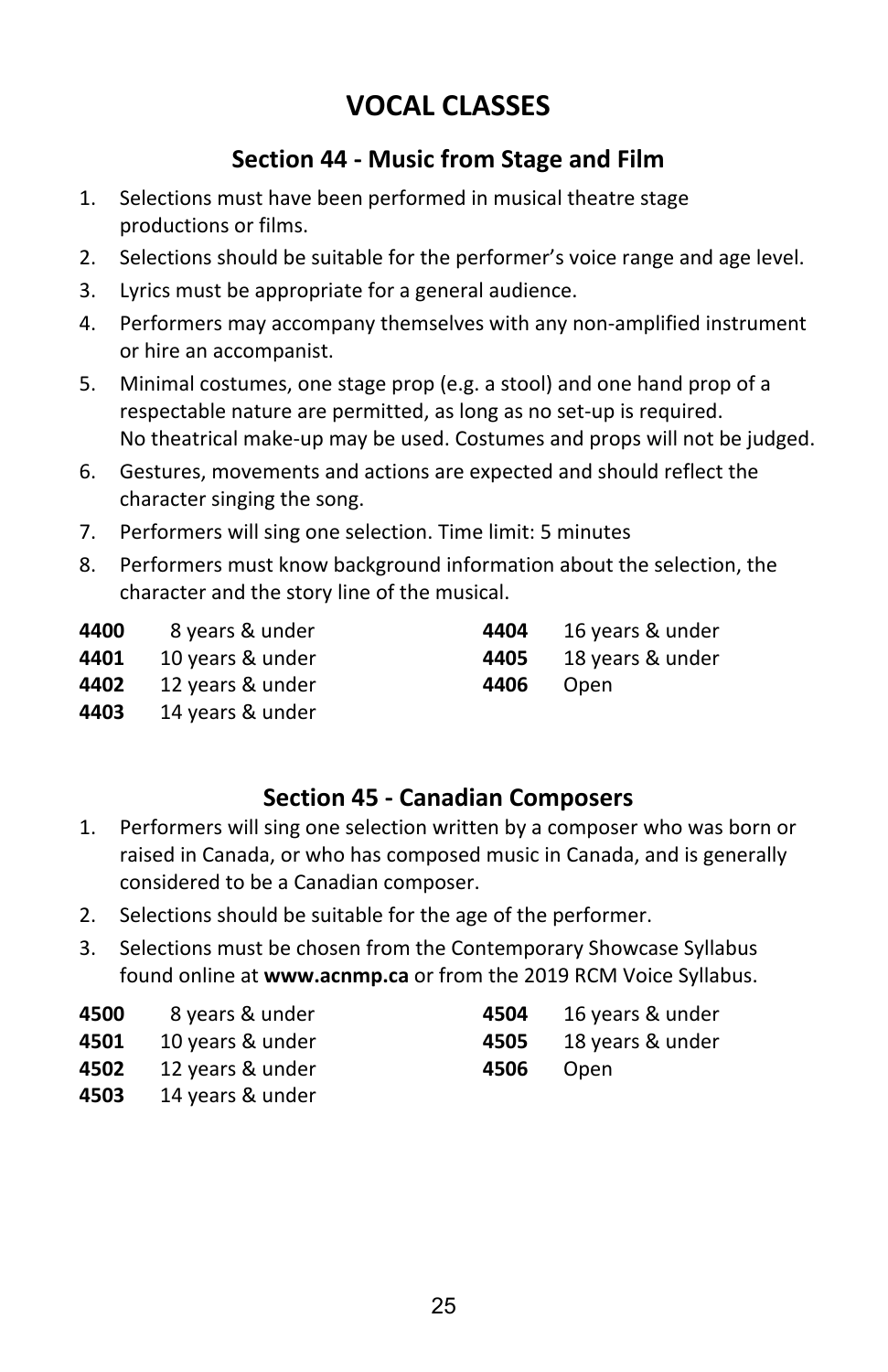# VOCAL CLASSES

## Section 44 - Music from Stage and Film

1. Selections must have been performed in musical theatre stage productions or films.
2. Selections should be suitable for the performer's voice range and age level.
3. Lyrics must be appropriate for a general audience.
4. Performers may accompany themselves with any non-amplified instrument or hire an accompanist.
5. Minimal costumes, one stage prop (e.g. a stool) and one hand prop of a respectable nature are permitted, as long as no set-up is required. No theatrical make-up may be used. Costumes and props will not be judged.
6. Gestures, movements and actions are expected and should reflect the character singing the song.
7. Performers will sing one selection. Time limit: 5 minutes
8. Performers must know background information about the selection, the character and the story line of the musical.

**4400** 8 years & under
**4401** 10 years & under
**4402** 12 years & under
**4403** 14 years & under
**4404** 16 years & under
**4405** 18 years & under
**4406** Open

## Section 45 - Canadian Composers

1. Performers will sing one selection written by a composer who was born or raised in Canada, or who has composed music in Canada, and is generally considered to be a Canadian composer.
2. Selections should be suitable for the age of the performer.
3. Selections must be chosen from the Contemporary Showcase Syllabus found online at **www.acnmp.ca** or from the 2019 RCM Voice Syllabus.

**4500** 8 years & under
**4501** 10 years & under
**4502** 12 years & under
**4503** 14 years & under
**4504** 16 years & under
**4505** 18 years & under
**4506** Open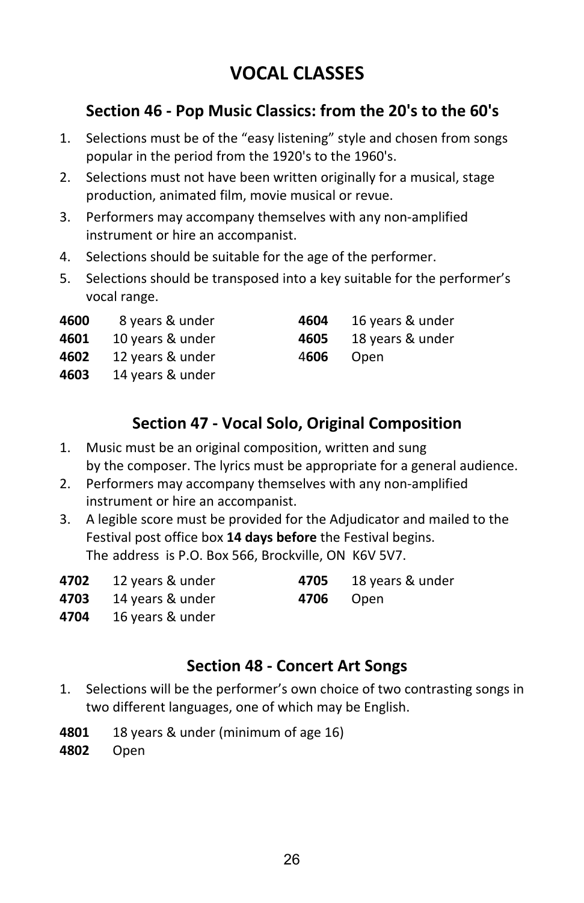# VOCAL CLASSES

## Section 46 - Pop Music Classics: from the 20's to the 60's

1. Selections must be of the "easy listening" style and chosen from songs popular in the period from the 1920's to the 1960's.
2. Selections must not have been written originally for a musical, stage production, animated film, movie musical or revue.
3. Performers may accompany themselves with any non-amplified instrument or hire an accompanist.
4. Selections should be suitable for the age of the performer.
5. Selections should be transposed into a key suitable for the performer's vocal range.

**4600** 8 years & under
**4601** 10 years & under
**4602** 12 years & under
**4603** 14 years & under
**4604** 16 years & under
**4605** 18 years & under
**4606** Open

## Section 47 - Vocal Solo, Original Composition

1. Music must be an original composition, written and sung by the composer. The lyrics must be appropriate for a general audience.
2. Performers may accompany themselves with any non-amplified instrument or hire an accompanist.
3. A legible score must be provided for the Adjudicator and mailed to the Festival post office box **14 days before** the Festival begins. The address is P.O. Box 566, Brockville, ON K6V 5V7.

**4702** 12 years & under
**4703** 14 years & under
**4704** 16 years & under
**4705** 18 years & under
**4706** Open

## Section 48 - Concert Art Songs

1. Selections will be the performer's own choice of two contrasting songs in two different languages, one of which may be English.

**4801** 18 years & under (minimum of age 16)
**4802** Open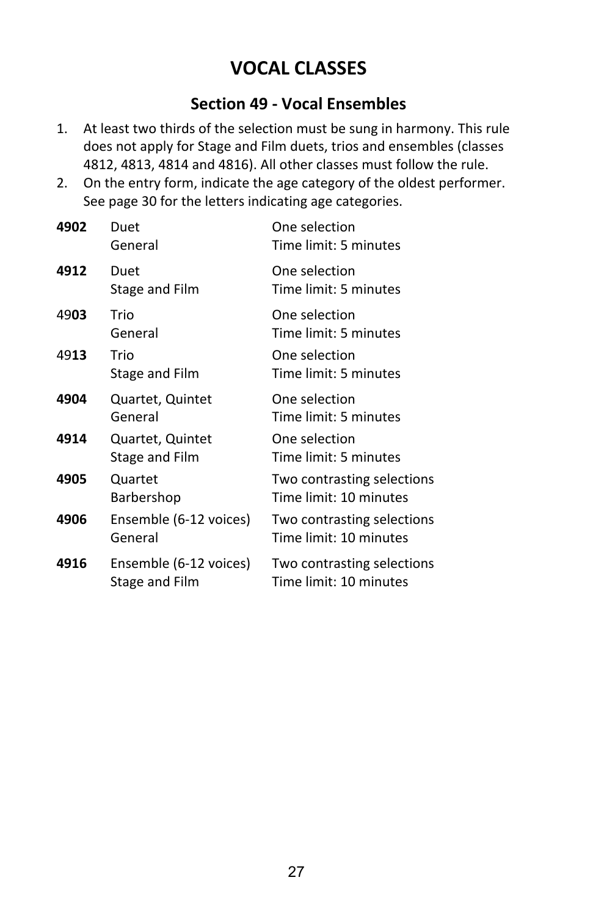# VOCAL CLASSES

## Section 49 - Vocal Ensembles

1. At least two thirds of the selection must be sung in harmony. This rule does not apply for Stage and Film duets, trios and ensembles (classes 4812, 4813, 4814 and 4816). All other classes must follow the rule.
2. On the entry form, indicate the age category of the oldest performer. See page 30 for the letters indicating age categories.

| | | |
|---|---|---|
| **4902** | Duet<br>General | One selection<br>Time limit: 5 minutes |
| **4912** | Duet<br>Stage and Film | One selection<br>Time limit: 5 minutes |
| 49**03** | Trio<br>General | One selection<br>Time limit: 5 minutes |
| 49**13** | Trio<br>Stage and Film | One selection<br>Time limit: 5 minutes |
| **4904** | Quartet, Quintet<br>General | One selection<br>Time limit: 5 minutes |
| **4914** | Quartet, Quintet<br>Stage and Film | One selection<br>Time limit: 5 minutes |
| **4905** | Quartet<br>Barbershop | Two contrasting selections<br>Time limit: 10 minutes |
| **4906** | Ensemble (6-12 voices)<br>General | Two contrasting selections<br>Time limit: 10 minutes |
| **4916** | Ensemble (6-12 voices)<br>Stage and Film | Two contrasting selections<br>Time limit: 10 minutes |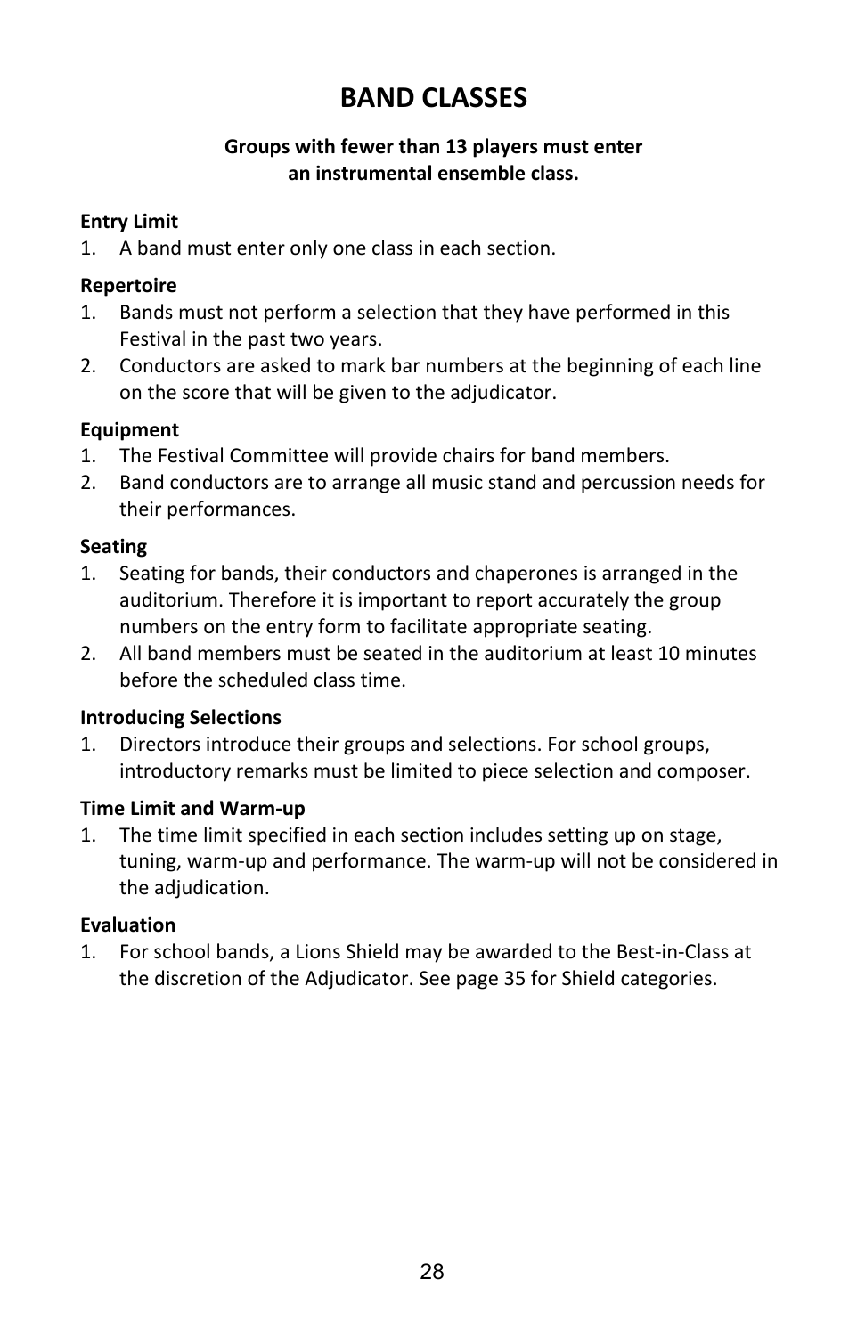# BAND CLASSES

**Groups with fewer than 13 players must enter an instrumental ensemble class.**

### Entry Limit

1. A band must enter only one class in each section.

### Repertoire

1. Bands must not perform a selection that they have performed in this Festival in the past two years.
2. Conductors are asked to mark bar numbers at the beginning of each line on the score that will be given to the adjudicator.

### Equipment

1. The Festival Committee will provide chairs for band members.
2. Band conductors are to arrange all music stand and percussion needs for their performances.

### Seating

1. Seating for bands, their conductors and chaperones is arranged in the auditorium. Therefore it is important to report accurately the group numbers on the entry form to facilitate appropriate seating.
2. All band members must be seated in the auditorium at least 10 minutes before the scheduled class time.

### Introducing Selections

1. Directors introduce their groups and selections. For school groups, introductory remarks must be limited to piece selection and composer.

### Time Limit and Warm-up

1. The time limit specified in each section includes setting up on stage, tuning, warm-up and performance. The warm-up will not be considered in the adjudication.

### Evaluation

1. For school bands, a Lions Shield may be awarded to the Best-in-Class at the discretion of the Adjudicator. See page 35 for Shield categories.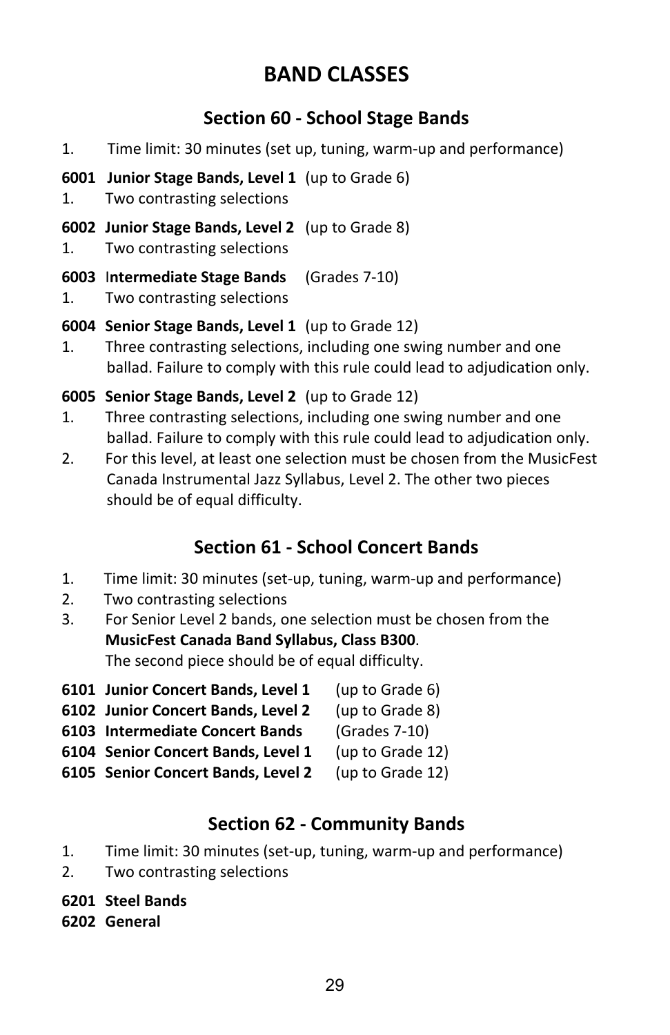# BAND CLASSES

## Section 60 - School Stage Bands

1. Time limit: 30 minutes (set up, tuning, warm-up and performance)

**6001 Junior Stage Bands, Level 1** (up to Grade 6)

1. Two contrasting selections

**6002 Junior Stage Bands, Level 2** (up to Grade 8)

1. Two contrasting selections

**6003 Intermediate Stage Bands** (Grades 7-10)

1. Two contrasting selections

**6004 Senior Stage Bands, Level 1** (up to Grade 12)

1. Three contrasting selections, including one swing number and one ballad. Failure to comply with this rule could lead to adjudication only.

**6005 Senior Stage Bands, Level 2** (up to Grade 12)

1. Three contrasting selections, including one swing number and one ballad. Failure to comply with this rule could lead to adjudication only.
2. For this level, at least one selection must be chosen from the MusicFest Canada Instrumental Jazz Syllabus, Level 2. The other two pieces should be of equal difficulty.

## Section 61 - School Concert Bands

1. Time limit: 30 minutes (set-up, tuning, warm-up and performance)
2. Two contrasting selections
3. For Senior Level 2 bands, one selection must be chosen from the **MusicFest Canada Band Syllabus, Class B300**.
   The second piece should be of equal difficulty.

**6101 Junior Concert Bands, Level 1** (up to Grade 6)
**6102 Junior Concert Bands, Level 2** (up to Grade 8)
**6103 Intermediate Concert Bands** (Grades 7-10)
**6104 Senior Concert Bands, Level 1** (up to Grade 12)
**6105 Senior Concert Bands, Level 2** (up to Grade 12)

## Section 62 - Community Bands

1. Time limit: 30 minutes (set-up, tuning, warm-up and performance)
2. Two contrasting selections

**6201 Steel Bands**
**6202 General**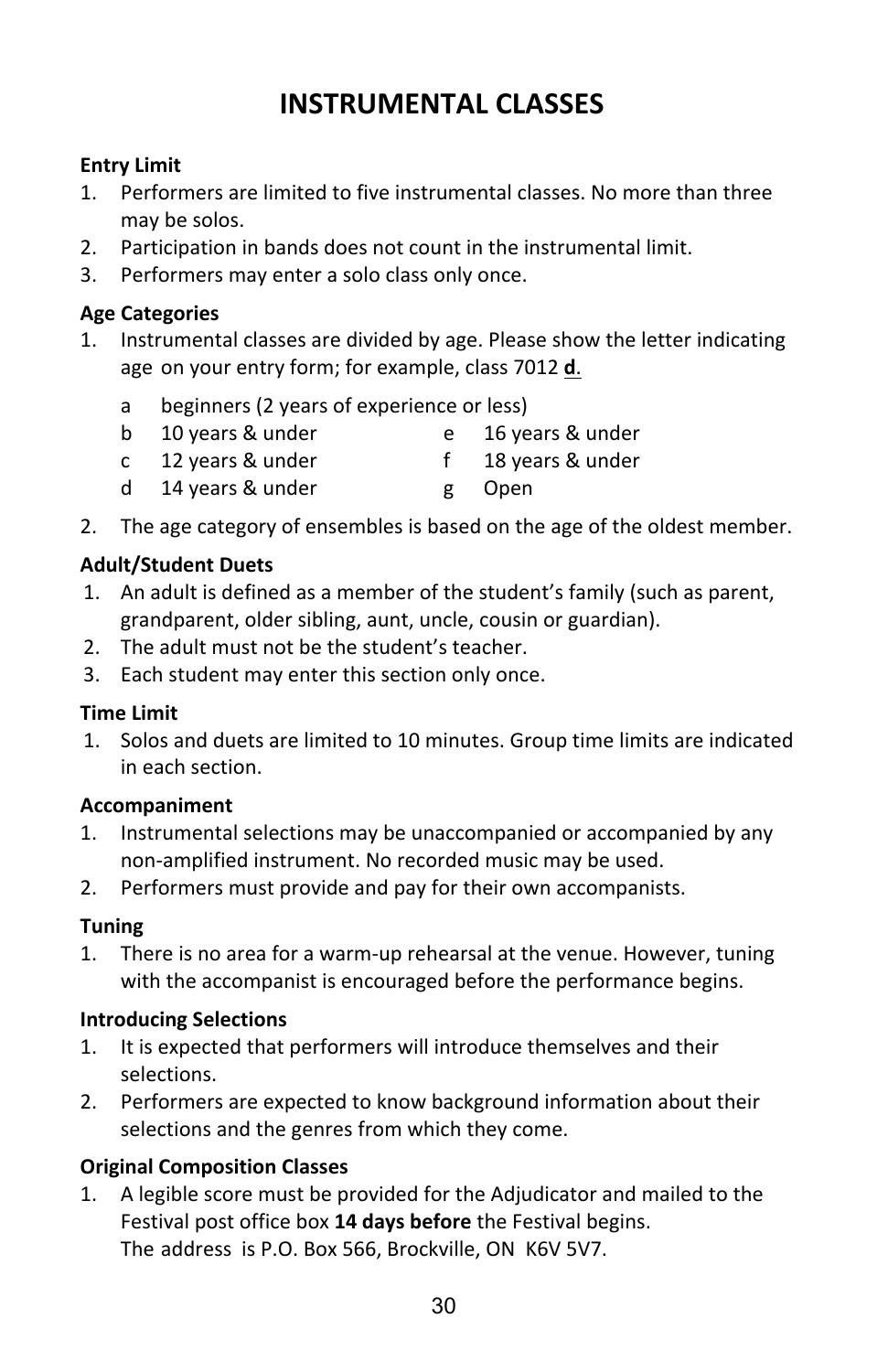# INSTRUMENTAL CLASSES

**Entry Limit**

1. Performers are limited to five instrumental classes. No more than three may be solos.
2. Participation in bands does not count in the instrumental limit.
3. Performers may enter a solo class only once.

**Age Categories**

1. Instrumental classes are divided by age. Please show the letter indicating age on your entry form; for example, class 7012 **d**.

   a beginners (2 years of experience or less)
   b 10 years & under
   c 12 years & under
   d 14 years & under
   e 16 years & under
   f 18 years & under
   g Open

2. The age category of ensembles is based on the age of the oldest member.

**Adult/Student Duets**

1. An adult is defined as a member of the student's family (such as parent, grandparent, older sibling, aunt, uncle, cousin or guardian).
2. The adult must not be the student's teacher.
3. Each student may enter this section only once.

**Time Limit**

1. Solos and duets are limited to 10 minutes. Group time limits are indicated in each section.

**Accompaniment**

1. Instrumental selections may be unaccompanied or accompanied by any non-amplified instrument. No recorded music may be used.
2. Performers must provide and pay for their own accompanists.

**Tuning**

1. There is no area for a warm-up rehearsal at the venue. However, tuning with the accompanist is encouraged before the performance begins.

**Introducing Selections**

1. It is expected that performers will introduce themselves and their selections.
2. Performers are expected to know background information about their selections and the genres from which they come.

**Original Composition Classes**

1. A legible score must be provided for the Adjudicator and mailed to the Festival post office box **14 days before** the Festival begins.
   The address is P.O. Box 566, Brockville, ON K6V 5V7.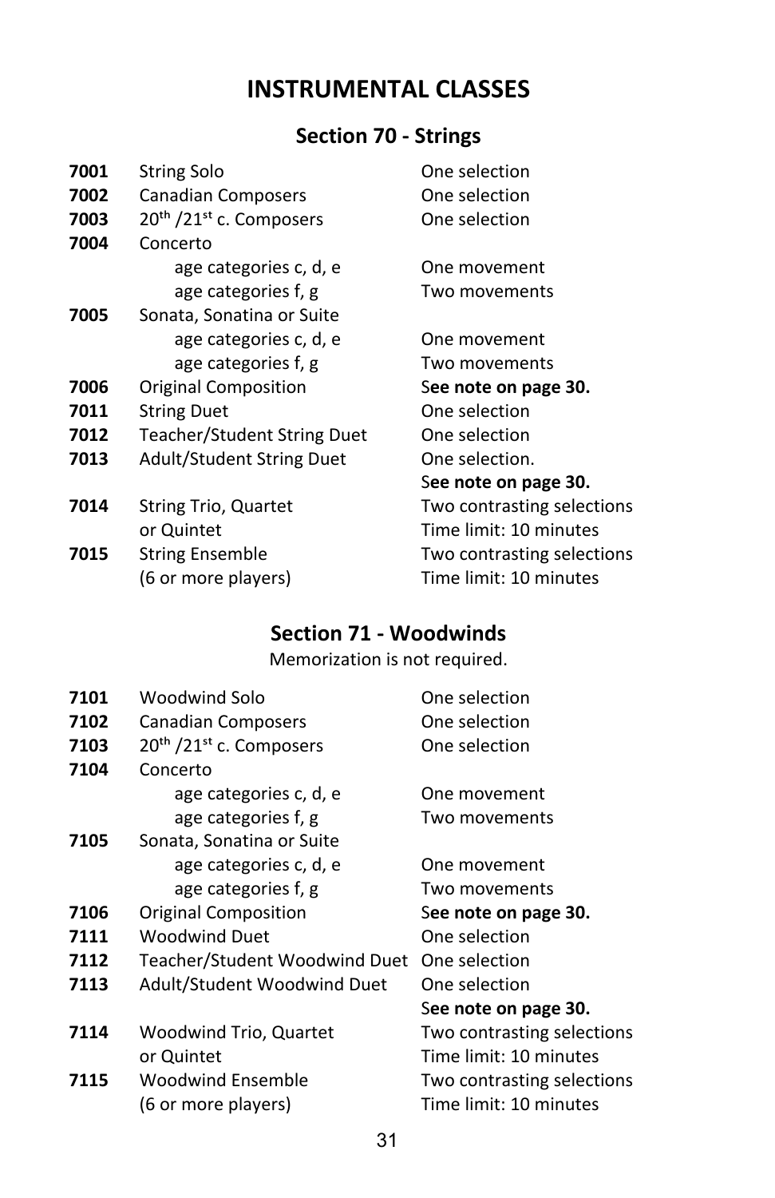# INSTRUMENTAL CLASSES

## Section 70 - Strings

| | | |
|---|---|---|
| **7001** | String Solo | One selection |
| **7002** | Canadian Composers | One selection |
| **7003** | 20th /21st c. Composers | One selection |
| **7004** | Concerto | |
| | age categories c, d, e | One movement |
| | age categories f, g | Two movements |
| **7005** | Sonata, Sonatina or Suite | |
| | age categories c, d, e | One movement |
| | age categories f, g | Two movements |
| **7006** | Original Composition | S**ee note on page 30.** |
| **7011** | String Duet | One selection |
| **7012** | Teacher/Student String Duet | One selection |
| **7013** | Adult/Student String Duet | One selection. S**ee note on page 30.** |
| **7014** | String Trio, Quartet or Quintet | Two contrasting selections Time limit: 10 minutes |
| **7015** | String Ensemble (6 or more players) | Two contrasting selections Time limit: 10 minutes |

## Section 71 - Woodwinds

Memorization is not required.

| | | |
|---|---|---|
| **7101** | Woodwind Solo | One selection |
| **7102** | Canadian Composers | One selection |
| **7103** | 20th /21st c. Composers | One selection |
| **7104** | Concerto | |
| | age categories c, d, e | One movement |
| | age categories f, g | Two movements |
| **7105** | Sonata, Sonatina or Suite | |
| | age categories c, d, e | One movement |
| | age categories f, g | Two movements |
| **7106** | Original Composition | S**ee note on page 30.** |
| **7111** | Woodwind Duet | One selection |
| **7112** | Teacher/Student Woodwind Duet | One selection |
| **7113** | Adult/Student Woodwind Duet | One selection S**ee note on page 30.** |
| **7114** | Woodwind Trio, Quartet or Quintet | Two contrasting selections Time limit: 10 minutes |
| **7115** | Woodwind Ensemble (6 or more players) | Two contrasting selections Time limit: 10 minutes |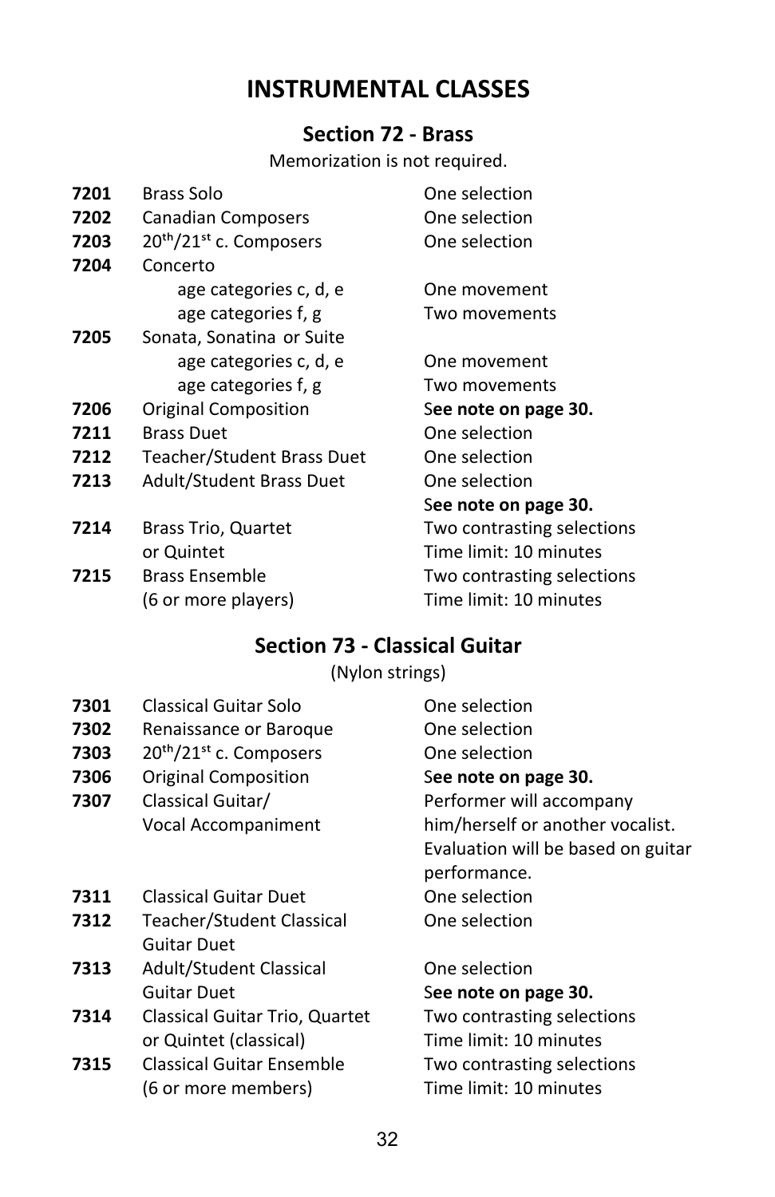# INSTRUCTIONAL CLASSES

## Section 72 - Brass

Memorization is not required.

| | | |
|---|---|---|
| **7201** | Brass Solo | One selection |
| **7202** | Canadian Composers | One selection |
| **7203** | 20th/21st c. Composers | One selection |
| **7204** | Concerto | |
| | age categories c, d, e | One movement |
| | age categories f, g | Two movements |
| **7205** | Sonata, Sonatina or Suite | |
| | age categories c, d, e | One movement |
| | age categories f, g | Two movements |
| **7206** | Original Composition | S**ee note on page 30.** |
| **7211** | Brass Duet | One selection |
| **7212** | Teacher/Student Brass Duet | One selection |
| **7213** | Adult/Student Brass Duet | One selection<br>S**ee note on page 30.** |
| **7214** | Brass Trio, Quartet or Quintet | Two contrasting selections<br>Time limit: 10 minutes |
| **7215** | Brass Ensemble (6 or more players) | Two contrasting selections<br>Time limit: 10 minutes |

## Section 73 - Classical Guitar

(Nylon strings)

| | | |
|---|---|---|
| **7301** | Classical Guitar Solo | One selection |
| **7302** | Renaissance or Baroque | One selection |
| **7303** | 20th/21st c. Composers | One selection |
| **7306** | Original Composition | S**ee note on page 30.** |
| **7307** | Classical Guitar/ Vocal Accompaniment | Performer will accompany him/herself or another vocalist. Evaluation will be based on guitar performance. |
| **7311** | Classical Guitar Duet | One selection |
| **7312** | Teacher/Student Classical Guitar Duet | One selection |
| **7313** | Adult/Student Classical Guitar Duet | One selection<br>S**ee note on page 30.** |
| **7314** | Classical Guitar Trio, Quartet or Quintet (classical) | Two contrasting selections<br>Time limit: 10 minutes |
| **7315** | Classical Guitar Ensemble (6 or more members) | Two contrasting selections<br>Time limit: 10 minutes |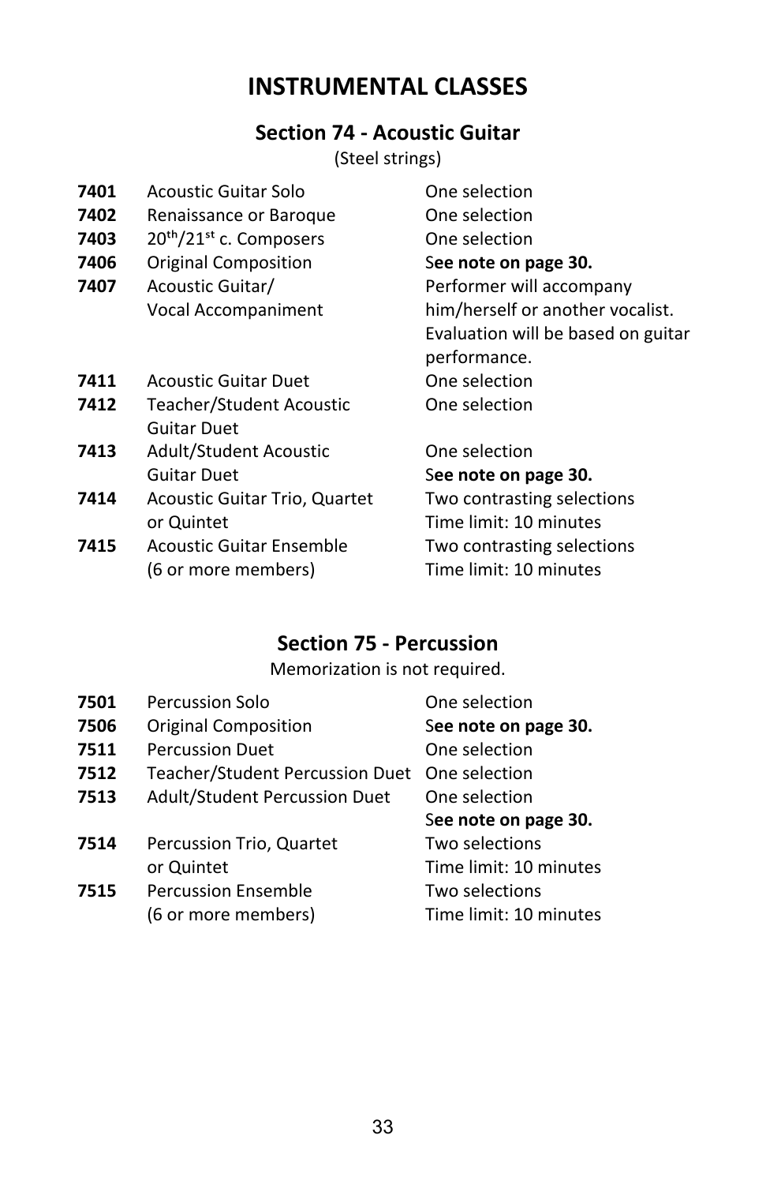# INSTRUMENTAL CLASSES

## Section 74 - Acoustic Guitar

(Steel strings)

| | | |
|---|---|---|
| **7401** | Acoustic Guitar Solo | One selection |
| **7402** | Renaissance or Baroque | One selection |
| **7403** | 20th/21st c. Composers | One selection |
| **7406** | Original Composition | S**ee note on page 30.** |
| **7407** | Acoustic Guitar/ Vocal Accompaniment | Performer will accompany him/herself or another vocalist. Evaluation will be based on guitar performance. |
| **7411** | Acoustic Guitar Duet | One selection |
| **7412** | Teacher/Student Acoustic Guitar Duet | One selection |
| **7413** | Adult/Student Acoustic Guitar Duet | One selection S**ee note on page 30.** |
| **7414** | Acoustic Guitar Trio, Quartet or Quintet | Two contrasting selections Time limit: 10 minutes |
| **7415** | Acoustic Guitar Ensemble (6 or more members) | Two contrasting selections Time limit: 10 minutes |

## Section 75 - Percussion

Memorization is not required.

| | | |
|---|---|---|
| **7501** | Percussion Solo | One selection |
| **7506** | Original Composition | S**ee note on page 30.** |
| **7511** | Percussion Duet | One selection |
| **7512** | Teacher/Student Percussion Duet | One selection |
| **7513** | Adult/Student Percussion Duet | One selection S**ee note on page 30.** |
| **7514** | Percussion Trio, Quartet or Quintet | Two selections Time limit: 10 minutes |
| **7515** | Percussion Ensemble (6 or more members) | Two selections Time limit: 10 minutes |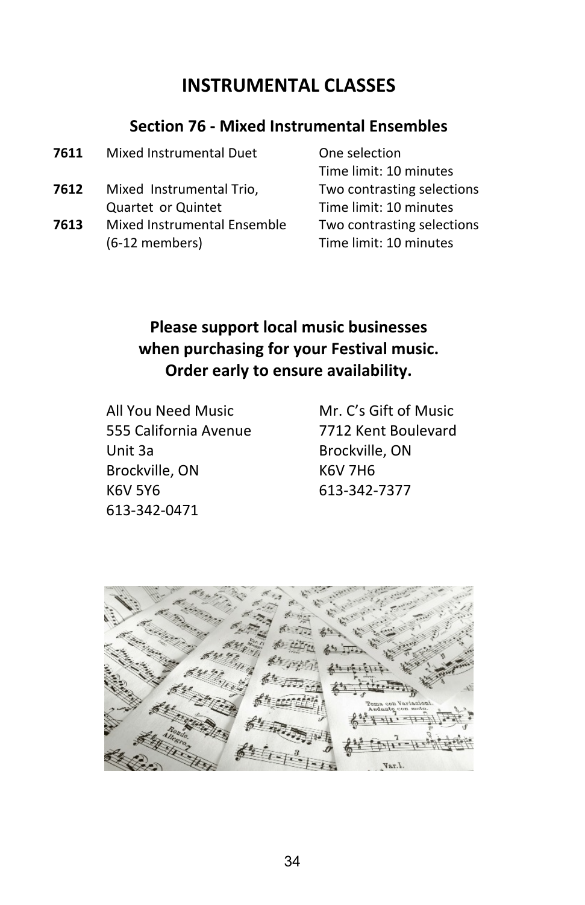# INSTRUCTIONAL CLASSES

## Section 76 - Mixed Instrumental Ensembles

| | | |
|---|---|---|
| **7611** | Mixed Instrumental Duet | One selection<br>Time limit: 10 minutes |
| **7612** | Mixed Instrumental Trio, Quartet or Quintet | Two contrasting selections<br>Time limit: 10 minutes |
| **7613** | Mixed Instrumental Ensemble (6-12 members) | Two contrasting selections<br>Time limit: 10 minutes |

**Please support local music businesses when purchasing for your Festival music. Order early to ensure availability.**

All You Need Music
555 California Avenue
Unit 3a
Brockville, ON
K6V 5Y6
613-342-0471

Mr. C's Gift of Music
7712 Kent Boulevard
Brockville, ON
K6V 7H6
613-342-7377

# INSTRUMENTAL CLASSES

## Section 76 - Mixed Instrumental Ensembles

| | | |
|---|---|---|
| **7611** | Mixed Instrumental Duet | One selection<br>Time limit: 10 minutes |
| **7612** | Mixed Instrumental Trio, Quartet or Quintet | Two contrasting selections<br>Time limit: 10 minutes |
| **7613** | Mixed Instrumental Ensemble (6-12 members) | Two contrasting selections<br>Time limit: 10 minutes |

**Please support local music businesses when purchasing for your Festival music. Order early to ensure availability.**

All You Need Music
555 California Avenue
Unit 3a
Brockville, ON
K6V 5Y6
613-342-0471

Mr. C's Gift of Music
7712 Kent Boulevard
Brockville, ON
K6V 7H6
613-342-7377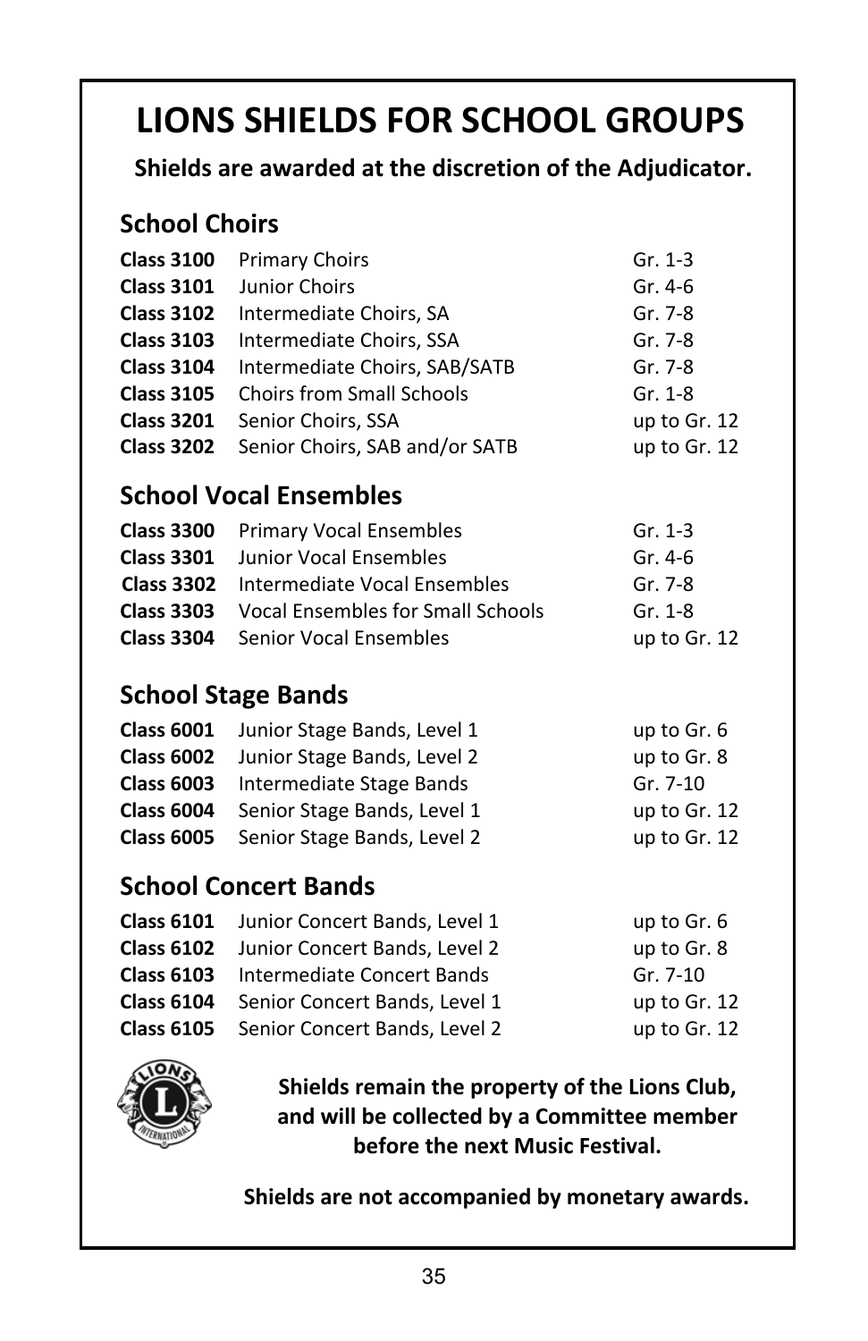# LIONS SHIELDS FOR SCHOOL GROUPS

**Shields are awarded at the discretion of the Adjudicator.**

## School Choirs

| | | |
|---|---|---|
| **Class 3100** | Primary Choirs | Gr. 1-3 |
| **Class 3101** | Junior Choirs | Gr. 4-6 |
| **Class 3102** | Intermediate Choirs, SA | Gr. 7-8 |
| **Class 3103** | Intermediate Choirs, SSA | Gr. 7-8 |
| **Class 3104** | Intermediate Choirs, SAB/SATB | Gr. 7-8 |
| **Class 3105** | Choirs from Small Schools | Gr. 1-8 |
| **Class 3201** | Senior Choirs, SSA | up to Gr. 12 |
| **Class 3202** | Senior Choirs, SAB and/or SATB | up to Gr. 12 |

## School Vocal Ensembles

| | | |
|---|---|---|
| **Class 3300** | Primary Vocal Ensembles | Gr. 1-3 |
| **Class 3301** | Junior Vocal Ensembles | Gr. 4-6 |
| **Class 3302** | Intermediate Vocal Ensembles | Gr. 7-8 |
| **Class 3303** | Vocal Ensembles for Small Schools | Gr. 1-8 |
| **Class 3304** | Senior Vocal Ensembles | up to Gr. 12 |

## School Stage Bands

| | | |
|---|---|---|
| **Class 6001** | Junior Stage Bands, Level 1 | up to Gr. 6 |
| **Class 6002** | Junior Stage Bands, Level 2 | up to Gr. 8 |
| **Class 6003** | Intermediate Stage Bands | Gr. 7-10 |
| **Class 6004** | Senior Stage Bands, Level 1 | up to Gr. 12 |
| **Class 6005** | Senior Stage Bands, Level 2 | up to Gr. 12 |

## School Concert Bands

| | | |
|---|---|---|
| **Class 6101** | Junior Concert Bands, Level 1 | up to Gr. 6 |
| **Class 6102** | Junior Concert Bands, Level 2 | up to Gr. 8 |
| **Class 6103** | Intermediate Concert Bands | Gr. 7-10 |
| **Class 6104** | Senior Concert Bands, Level 1 | up to Gr. 12 |
| **Class 6105** | Senior Concert Bands, Level 2 | up to Gr. 12 |

**Shields remain the property of the Lions Club, and will be collected by a Committee member before the next Music Festival.**

**Shields are not accompanied by monetary awards.**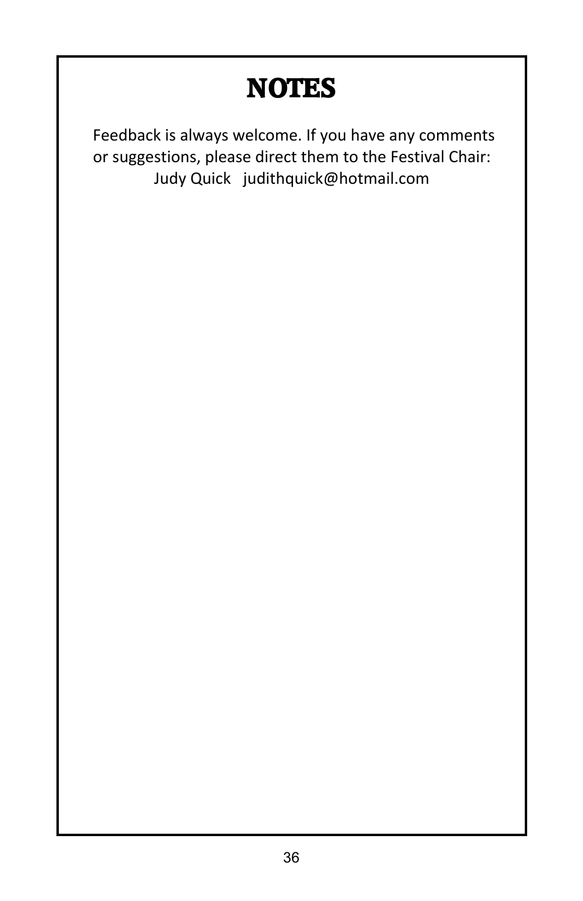# NOTES

Feedback is always welcome. If you have any comments or suggestions, please direct them to the Festival Chair:

Judy Quick   judithquick@hotmail.com